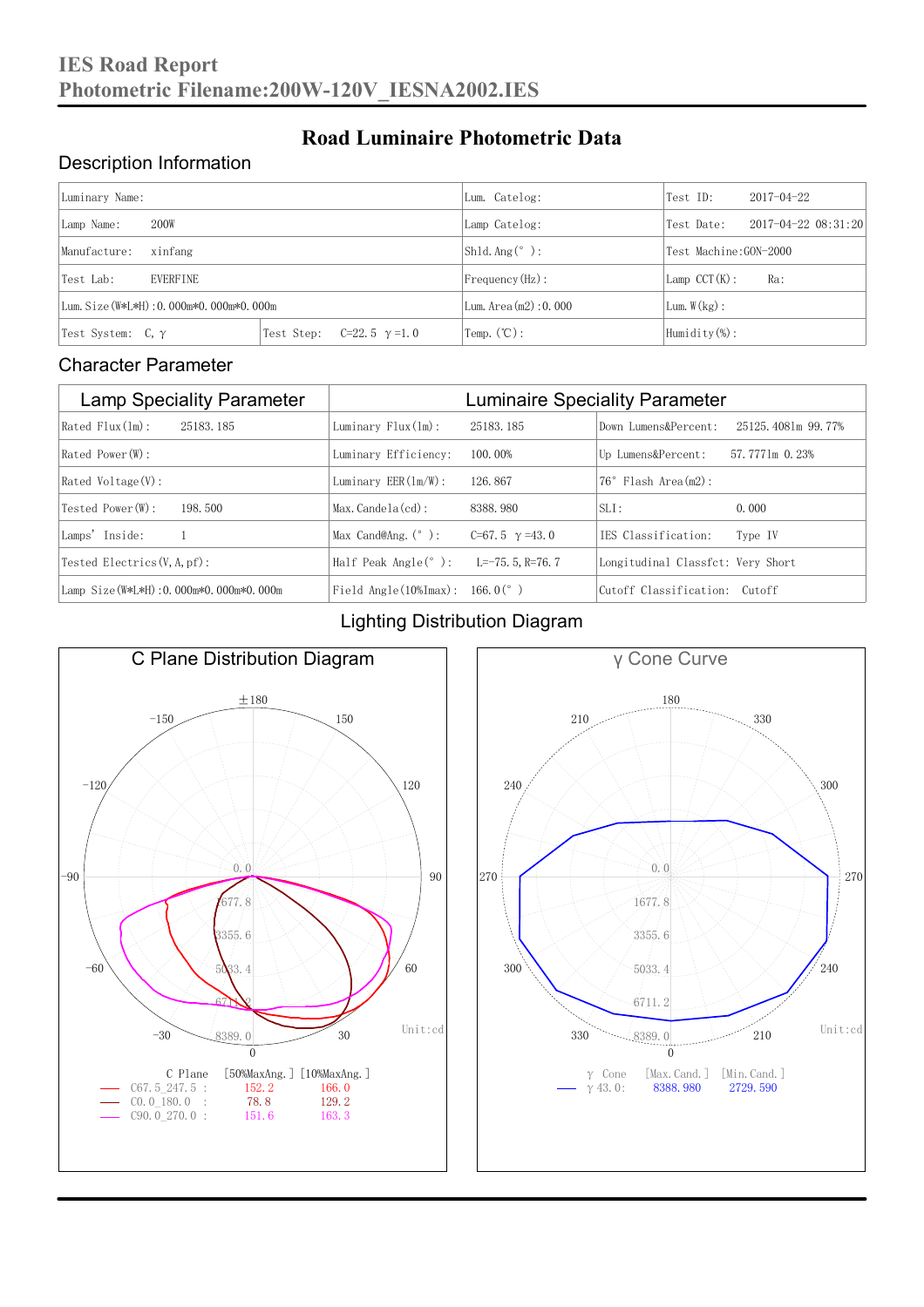# IES Road Report
## Photometric Filename:200W-120V_IESNA2002.IES

## Road Luminaire Photometric Data

### Description Information

| | | | |
|---|---|---|---|
| Luminary Name: | | Lum. Catelog: | Test ID: 2017-04-22 |
| Lamp Name: 200W | | Lamp Catelog: | Test Date: 2017-04-22 08:31:20 |
| Manufacture: xinfang | | Shld.Ang(°): | Test Machine:GON-2000 |
| Test Lab: EVERFINE | | Frequency(Hz): | Lamp CCT(K): Ra: |
| Lum.Size(W*L*H):0.000m*0.000m*0.000m | | Lum.Area(m2):0.000 | Lum.W(kg): |
| Test System: C, γ | Test Step: C=22.5 γ=1.0 | Temp.(℃): | Humidity(%): |

### Character Parameter

| Lamp Speciality Parameter | Luminaire Speciality Parameter | |
|---|---|---|
| Rated Flux(lm): 25183.185 | Luminary Flux(lm): 25183.185 | Down Lumens&Percent: 25125.4081m 99.77% |
| Rated Power(W): | Luminary Efficiency: 100.00% | Up Lumens&Percent: 57.7771m 0.23% |
| Rated Voltage(V): | Luminary EER(lm/W): 126.867 | 76° Flash Area(m2): |
| Tested Power(W): 198.500 | Max.Candela(cd): 8388.980 | SLI: 0.000 |
| Lamps' Inside: 1 | Max Cand@Ang.(°): C=67.5 γ=43.0 | IES Classification: Type IV |
| Tested Electrics(V,A,pf): | Half Peak Angle(°): L=-75.5,R=76.7 | Longitudinal Classfct: Very Short |
| Lamp Size(W*L*H):0.000m*0.000m*0.000m | Field Angle(10%Imax): 166.0(°) | Cutoff Classification: Cutoff |

### Lighting Distribution Diagram

**C Plane Distribution Diagram**

Unit:cd

| C Plane | [50%MaxAng.] | [10%MaxAng.] |
|---|---|---|
| C67.5_247.5 : | 152.2 | 166.0 |
| C0.0_180.0 : | 78.8 | 129.2 |
| C90.0_270.0 : | 151.6 | 163.3 |

**γ Cone Curve**

Unit:cd

| γ Cone | [Max.Cand.] | [Min.Cand.] |
|---|---|---|
| γ 43.0: | 8388.980 | 2729.590 |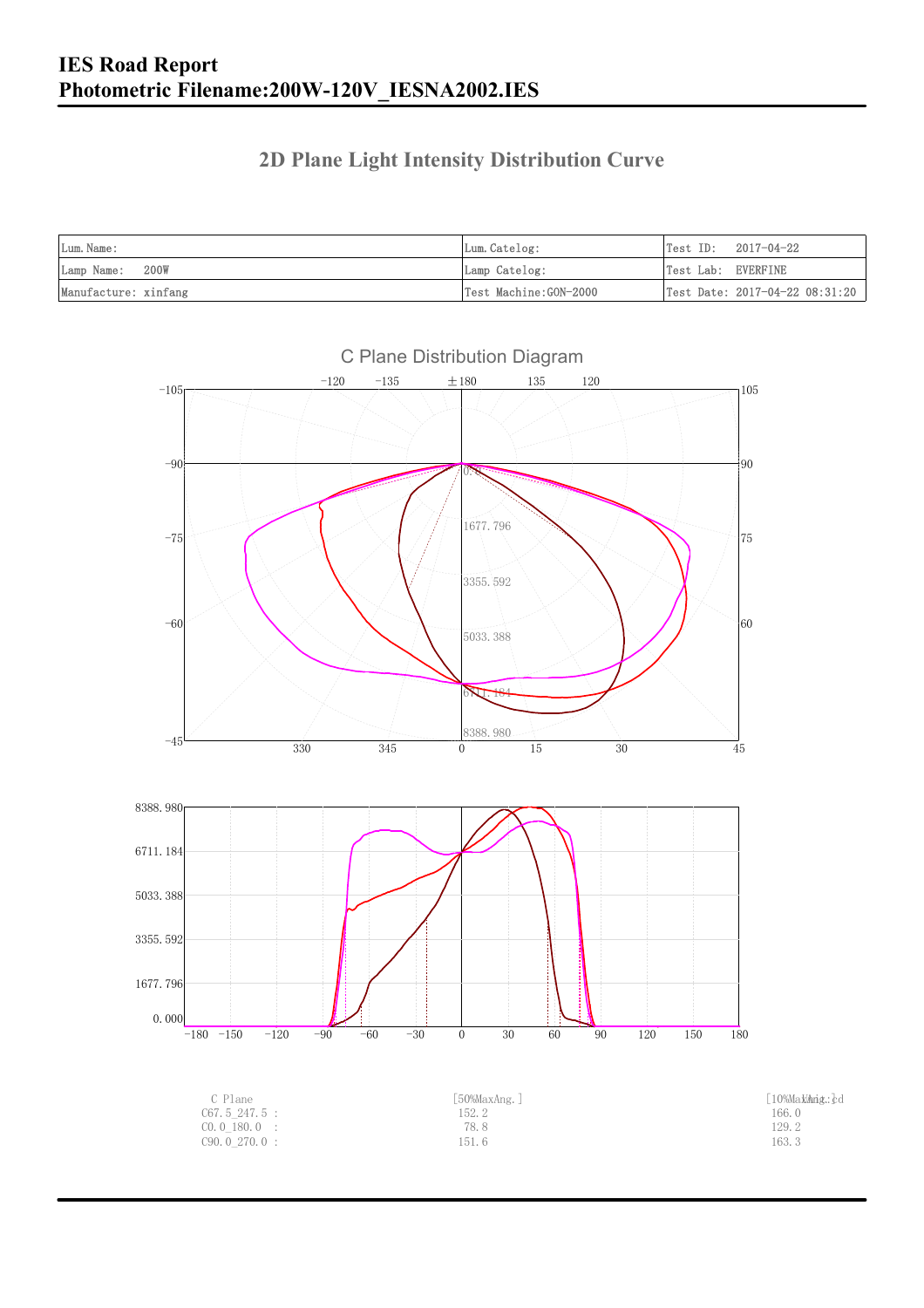# IES Road Report

## Photometric Filename:200W-120V_IESNA2002.IES

### 2D Plane Light Intensity Distribution Curve

| Lum.Name: | Lum.Catelog: | Test ID: 2017-04-22 |
|---|---|---|
| Lamp Name: 200W | Lamp Catelog: | Test Lab: EVERFINE |
| Manufacture: xinfang | Test Machine:GON-2000 | Test Date: 2017-04-22 08:31:20 |

C Plane Distribution Diagram

| C Plane | [50%MaxAng.] | [10%MaxAng.] |
|---|---|---|
| C67.5_247.5 : | 152.2 | 166.0 |
| C0.0_180.0 : | 78.8 | 129.2 |
| C90.0_270.0 : | 151.6 | 163.3 |

Unit:cd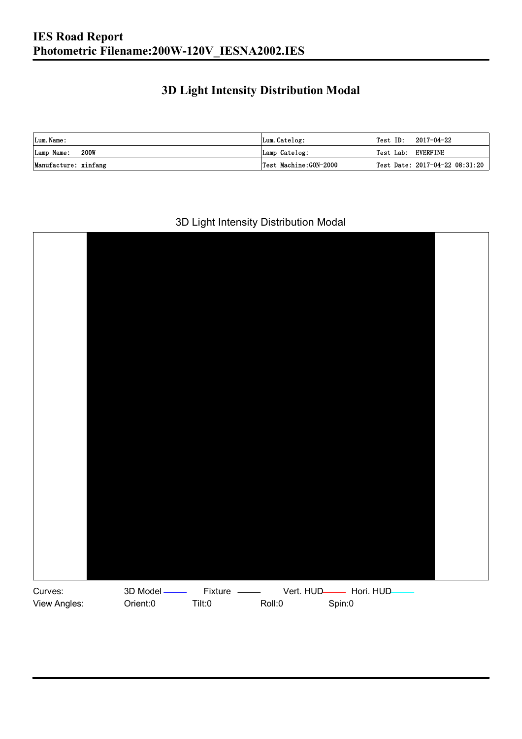## 3D Light Intensity Distribution Modal

| Lum. Name: | Lum. Catelog: | Test ID:  2017-04-22 |
|---|---|---|
| Lamp Name:  200W | Lamp Catelog: | Test Lab:  EVERFINE |
| Manufacture: xinfang | Test Machine:GON-2000 | Test Date: 2017-04-22 08:31:20 |

3D Light Intensity Distribution Modal

Curves: 3D Model Fixture Vert. HUD Hori. HUD

View Angles: Orient:0 Tilt:0 Roll:0 Spin:0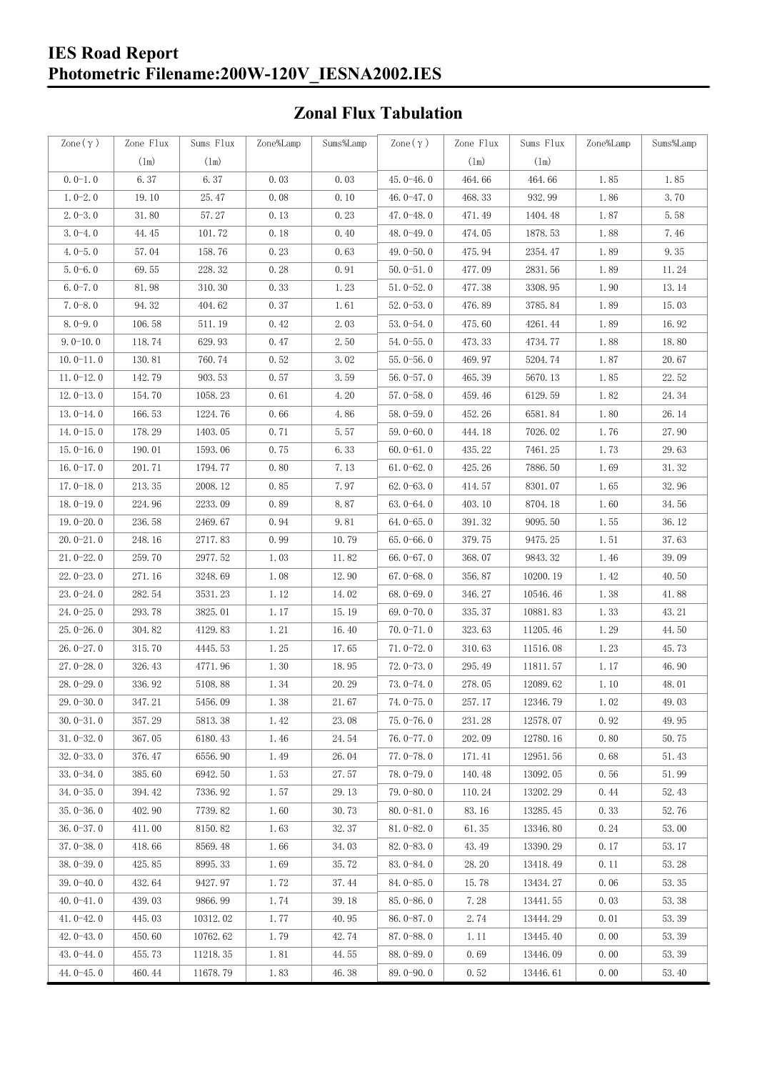## Zonal Flux Tabulation

| Zone(γ) | Zone Flux (lm) | Sums Flux (lm) | Zone%Lamp | Sums%Lamp | Zone(γ) | Zone Flux (lm) | Sums Flux (lm) | Zone%Lamp | Sums%Lamp |
|---|---|---|---|---|---|---|---|---|---|
| 0.0-1.0 | 6.37 | 6.37 | 0.03 | 0.03 | 45.0-46.0 | 464.66 | 464.66 | 1.85 | 1.85 |
| 1.0-2.0 | 19.10 | 25.47 | 0.08 | 0.10 | 46.0-47.0 | 468.33 | 932.99 | 1.86 | 3.70 |
| 2.0-3.0 | 31.80 | 57.27 | 0.13 | 0.23 | 47.0-48.0 | 471.49 | 1404.48 | 1.87 | 5.58 |
| 3.0-4.0 | 44.45 | 101.72 | 0.18 | 0.40 | 48.0-49.0 | 474.05 | 1878.53 | 1.88 | 7.46 |
| 4.0-5.0 | 57.04 | 158.76 | 0.23 | 0.63 | 49.0-50.0 | 475.94 | 2354.47 | 1.89 | 9.35 |
| 5.0-6.0 | 69.55 | 228.32 | 0.28 | 0.91 | 50.0-51.0 | 477.09 | 2831.56 | 1.89 | 11.24 |
| 6.0-7.0 | 81.98 | 310.30 | 0.33 | 1.23 | 51.0-52.0 | 477.38 | 3308.95 | 1.90 | 13.14 |
| 7.0-8.0 | 94.32 | 404.62 | 0.37 | 1.61 | 52.0-53.0 | 476.89 | 3785.84 | 1.89 | 15.03 |
| 8.0-9.0 | 106.58 | 511.19 | 0.42 | 2.03 | 53.0-54.0 | 475.60 | 4261.44 | 1.89 | 16.92 |
| 9.0-10.0 | 118.74 | 629.93 | 0.47 | 2.50 | 54.0-55.0 | 473.33 | 4734.77 | 1.88 | 18.80 |
| 10.0-11.0 | 130.81 | 760.74 | 0.52 | 3.02 | 55.0-56.0 | 469.97 | 5204.74 | 1.87 | 20.67 |
| 11.0-12.0 | 142.79 | 903.53 | 0.57 | 3.59 | 56.0-57.0 | 465.39 | 5670.13 | 1.85 | 22.52 |
| 12.0-13.0 | 154.70 | 1058.23 | 0.61 | 4.20 | 57.0-58.0 | 459.46 | 6129.59 | 1.82 | 24.34 |
| 13.0-14.0 | 166.53 | 1224.76 | 0.66 | 4.86 | 58.0-59.0 | 452.26 | 6581.84 | 1.80 | 26.14 |
| 14.0-15.0 | 178.29 | 1403.05 | 0.71 | 5.57 | 59.0-60.0 | 444.18 | 7026.02 | 1.76 | 27.90 |
| 15.0-16.0 | 190.01 | 1593.06 | 0.75 | 6.33 | 60.0-61.0 | 435.22 | 7461.25 | 1.73 | 29.63 |
| 16.0-17.0 | 201.71 | 1794.77 | 0.80 | 7.13 | 61.0-62.0 | 425.26 | 7886.50 | 1.69 | 31.32 |
| 17.0-18.0 | 213.35 | 2008.12 | 0.85 | 7.97 | 62.0-63.0 | 414.57 | 8301.07 | 1.65 | 32.96 |
| 18.0-19.0 | 224.96 | 2233.09 | 0.89 | 8.87 | 63.0-64.0 | 403.10 | 8704.18 | 1.60 | 34.56 |
| 19.0-20.0 | 236.58 | 2469.67 | 0.94 | 9.81 | 64.0-65.0 | 391.32 | 9095.50 | 1.55 | 36.12 |
| 20.0-21.0 | 248.16 | 2717.83 | 0.99 | 10.79 | 65.0-66.0 | 379.75 | 9475.25 | 1.51 | 37.63 |
| 21.0-22.0 | 259.70 | 2977.52 | 1.03 | 11.82 | 66.0-67.0 | 368.07 | 9843.32 | 1.46 | 39.09 |
| 22.0-23.0 | 271.16 | 3248.69 | 1.08 | 12.90 | 67.0-68.0 | 356.87 | 10200.19 | 1.42 | 40.50 |
| 23.0-24.0 | 282.54 | 3531.23 | 1.12 | 14.02 | 68.0-69.0 | 346.27 | 10546.46 | 1.38 | 41.88 |
| 24.0-25.0 | 293.78 | 3825.01 | 1.17 | 15.19 | 69.0-70.0 | 335.37 | 10881.83 | 1.33 | 43.21 |
| 25.0-26.0 | 304.82 | 4129.83 | 1.21 | 16.40 | 70.0-71.0 | 323.63 | 11205.46 | 1.29 | 44.50 |
| 26.0-27.0 | 315.70 | 4445.53 | 1.25 | 17.65 | 71.0-72.0 | 310.63 | 11516.08 | 1.23 | 45.73 |
| 27.0-28.0 | 326.43 | 4771.96 | 1.30 | 18.95 | 72.0-73.0 | 295.49 | 11811.57 | 1.17 | 46.90 |
| 28.0-29.0 | 336.92 | 5108.88 | 1.34 | 20.29 | 73.0-74.0 | 278.05 | 12089.62 | 1.10 | 48.01 |
| 29.0-30.0 | 347.21 | 5456.09 | 1.38 | 21.67 | 74.0-75.0 | 257.17 | 12346.79 | 1.02 | 49.03 |
| 30.0-31.0 | 357.29 | 5813.38 | 1.42 | 23.08 | 75.0-76.0 | 231.28 | 12578.07 | 0.92 | 49.95 |
| 31.0-32.0 | 367.05 | 6180.43 | 1.46 | 24.54 | 76.0-77.0 | 202.09 | 12780.16 | 0.80 | 50.75 |
| 32.0-33.0 | 376.47 | 6556.90 | 1.49 | 26.04 | 77.0-78.0 | 171.41 | 12951.56 | 0.68 | 51.43 |
| 33.0-34.0 | 385.60 | 6942.50 | 1.53 | 27.57 | 78.0-79.0 | 140.48 | 13092.05 | 0.56 | 51.99 |
| 34.0-35.0 | 394.42 | 7336.92 | 1.57 | 29.13 | 79.0-80.0 | 110.24 | 13202.29 | 0.44 | 52.43 |
| 35.0-36.0 | 402.90 | 7739.82 | 1.60 | 30.73 | 80.0-81.0 | 83.16 | 13285.45 | 0.33 | 52.76 |
| 36.0-37.0 | 411.00 | 8150.82 | 1.63 | 32.37 | 81.0-82.0 | 61.35 | 13346.80 | 0.24 | 53.00 |
| 37.0-38.0 | 418.66 | 8569.48 | 1.66 | 34.03 | 82.0-83.0 | 43.49 | 13390.29 | 0.17 | 53.17 |
| 38.0-39.0 | 425.85 | 8995.33 | 1.69 | 35.72 | 83.0-84.0 | 28.20 | 13418.49 | 0.11 | 53.28 |
| 39.0-40.0 | 432.64 | 9427.97 | 1.72 | 37.44 | 84.0-85.0 | 15.78 | 13434.27 | 0.06 | 53.35 |
| 40.0-41.0 | 439.03 | 9866.99 | 1.74 | 39.18 | 85.0-86.0 | 7.28 | 13441.55 | 0.03 | 53.38 |
| 41.0-42.0 | 445.03 | 10312.02 | 1.77 | 40.95 | 86.0-87.0 | 2.74 | 13444.29 | 0.01 | 53.39 |
| 42.0-43.0 | 450.60 | 10762.62 | 1.79 | 42.74 | 87.0-88.0 | 1.11 | 13445.40 | 0.00 | 53.39 |
| 43.0-44.0 | 455.73 | 11218.35 | 1.81 | 44.55 | 88.0-89.0 | 0.69 | 13446.09 | 0.00 | 53.39 |
| 44.0-45.0 | 460.44 | 11678.79 | 1.83 | 46.38 | 89.0-90.0 | 0.52 | 13446.61 | 0.00 | 53.40 |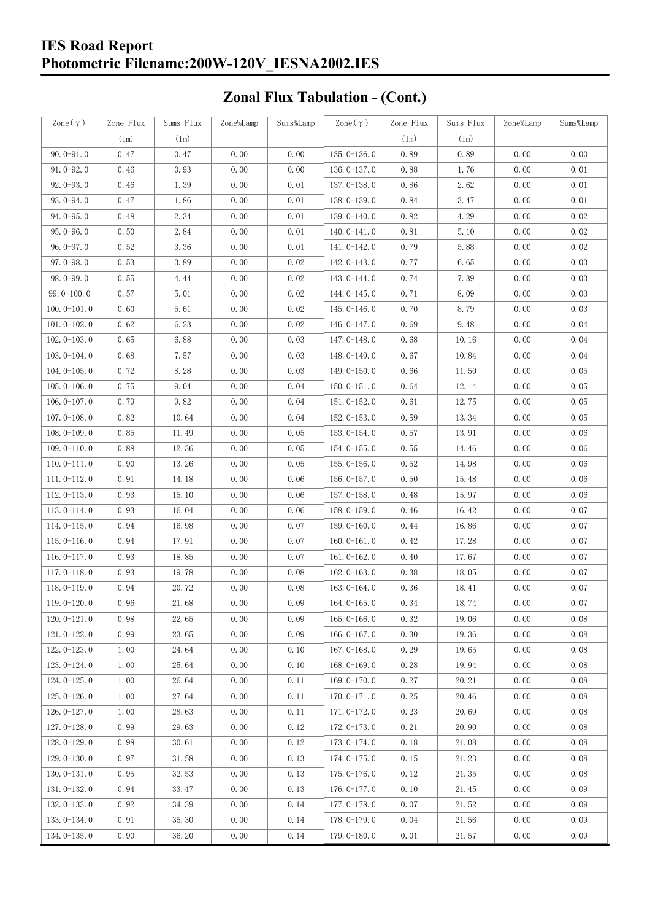## Zonal Flux Tabulation - (Cont.)

| Zone(γ) | Zone Flux (lm) | Sums Flux (lm) | Zone%Lamp | Sums%Lamp | Zone(γ) | Zone Flux (lm) | Sums Flux (lm) | Zone%Lamp | Sums%Lamp |
|---|---|---|---|---|---|---|---|---|---|
| 90.0-91.0 | 0.47 | 0.47 | 0.00 | 0.00 | 135.0-136.0 | 0.89 | 0.89 | 0.00 | 0.00 |
| 91.0-92.0 | 0.46 | 0.93 | 0.00 | 0.00 | 136.0-137.0 | 0.88 | 1.76 | 0.00 | 0.01 |
| 92.0-93.0 | 0.46 | 1.39 | 0.00 | 0.01 | 137.0-138.0 | 0.86 | 2.62 | 0.00 | 0.01 |
| 93.0-94.0 | 0.47 | 1.86 | 0.00 | 0.01 | 138.0-139.0 | 0.84 | 3.47 | 0.00 | 0.01 |
| 94.0-95.0 | 0.48 | 2.34 | 0.00 | 0.01 | 139.0-140.0 | 0.82 | 4.29 | 0.00 | 0.02 |
| 95.0-96.0 | 0.50 | 2.84 | 0.00 | 0.01 | 140.0-141.0 | 0.81 | 5.10 | 0.00 | 0.02 |
| 96.0-97.0 | 0.52 | 3.36 | 0.00 | 0.01 | 141.0-142.0 | 0.79 | 5.88 | 0.00 | 0.02 |
| 97.0-98.0 | 0.53 | 3.89 | 0.00 | 0.02 | 142.0-143.0 | 0.77 | 6.65 | 0.00 | 0.03 |
| 98.0-99.0 | 0.55 | 4.44 | 0.00 | 0.02 | 143.0-144.0 | 0.74 | 7.39 | 0.00 | 0.03 |
| 99.0-100.0 | 0.57 | 5.01 | 0.00 | 0.02 | 144.0-145.0 | 0.71 | 8.09 | 0.00 | 0.03 |
| 100.0-101.0 | 0.60 | 5.61 | 0.00 | 0.02 | 145.0-146.0 | 0.70 | 8.79 | 0.00 | 0.03 |
| 101.0-102.0 | 0.62 | 6.23 | 0.00 | 0.02 | 146.0-147.0 | 0.69 | 9.48 | 0.00 | 0.04 |
| 102.0-103.0 | 0.65 | 6.88 | 0.00 | 0.03 | 147.0-148.0 | 0.68 | 10.16 | 0.00 | 0.04 |
| 103.0-104.0 | 0.68 | 7.57 | 0.00 | 0.03 | 148.0-149.0 | 0.67 | 10.84 | 0.00 | 0.04 |
| 104.0-105.0 | 0.72 | 8.28 | 0.00 | 0.03 | 149.0-150.0 | 0.66 | 11.50 | 0.00 | 0.05 |
| 105.0-106.0 | 0.75 | 9.04 | 0.00 | 0.04 | 150.0-151.0 | 0.64 | 12.14 | 0.00 | 0.05 |
| 106.0-107.0 | 0.79 | 9.82 | 0.00 | 0.04 | 151.0-152.0 | 0.61 | 12.75 | 0.00 | 0.05 |
| 107.0-108.0 | 0.82 | 10.64 | 0.00 | 0.04 | 152.0-153.0 | 0.59 | 13.34 | 0.00 | 0.05 |
| 108.0-109.0 | 0.85 | 11.49 | 0.00 | 0.05 | 153.0-154.0 | 0.57 | 13.91 | 0.00 | 0.06 |
| 109.0-110.0 | 0.88 | 12.36 | 0.00 | 0.05 | 154.0-155.0 | 0.55 | 14.46 | 0.00 | 0.06 |
| 110.0-111.0 | 0.90 | 13.26 | 0.00 | 0.05 | 155.0-156.0 | 0.52 | 14.98 | 0.00 | 0.06 |
| 111.0-112.0 | 0.91 | 14.18 | 0.00 | 0.06 | 156.0-157.0 | 0.50 | 15.48 | 0.00 | 0.06 |
| 112.0-113.0 | 0.93 | 15.10 | 0.00 | 0.06 | 157.0-158.0 | 0.48 | 15.97 | 0.00 | 0.06 |
| 113.0-114.0 | 0.93 | 16.04 | 0.00 | 0.06 | 158.0-159.0 | 0.46 | 16.42 | 0.00 | 0.07 |
| 114.0-115.0 | 0.94 | 16.98 | 0.00 | 0.07 | 159.0-160.0 | 0.44 | 16.86 | 0.00 | 0.07 |
| 115.0-116.0 | 0.94 | 17.91 | 0.00 | 0.07 | 160.0-161.0 | 0.42 | 17.28 | 0.00 | 0.07 |
| 116.0-117.0 | 0.93 | 18.85 | 0.00 | 0.07 | 161.0-162.0 | 0.40 | 17.67 | 0.00 | 0.07 |
| 117.0-118.0 | 0.93 | 19.78 | 0.00 | 0.08 | 162.0-163.0 | 0.38 | 18.05 | 0.00 | 0.07 |
| 118.0-119.0 | 0.94 | 20.72 | 0.00 | 0.08 | 163.0-164.0 | 0.36 | 18.41 | 0.00 | 0.07 |
| 119.0-120.0 | 0.96 | 21.68 | 0.00 | 0.09 | 164.0-165.0 | 0.34 | 18.74 | 0.00 | 0.07 |
| 120.0-121.0 | 0.98 | 22.65 | 0.00 | 0.09 | 165.0-166.0 | 0.32 | 19.06 | 0.00 | 0.08 |
| 121.0-122.0 | 0.99 | 23.65 | 0.00 | 0.09 | 166.0-167.0 | 0.30 | 19.36 | 0.00 | 0.08 |
| 122.0-123.0 | 1.00 | 24.64 | 0.00 | 0.10 | 167.0-168.0 | 0.29 | 19.65 | 0.00 | 0.08 |
| 123.0-124.0 | 1.00 | 25.64 | 0.00 | 0.10 | 168.0-169.0 | 0.28 | 19.94 | 0.00 | 0.08 |
| 124.0-125.0 | 1.00 | 26.64 | 0.00 | 0.11 | 169.0-170.0 | 0.27 | 20.21 | 0.00 | 0.08 |
| 125.0-126.0 | 1.00 | 27.64 | 0.00 | 0.11 | 170.0-171.0 | 0.25 | 20.46 | 0.00 | 0.08 |
| 126.0-127.0 | 1.00 | 28.63 | 0.00 | 0.11 | 171.0-172.0 | 0.23 | 20.69 | 0.00 | 0.08 |
| 127.0-128.0 | 0.99 | 29.63 | 0.00 | 0.12 | 172.0-173.0 | 0.21 | 20.90 | 0.00 | 0.08 |
| 128.0-129.0 | 0.98 | 30.61 | 0.00 | 0.12 | 173.0-174.0 | 0.18 | 21.08 | 0.00 | 0.08 |
| 129.0-130.0 | 0.97 | 31.58 | 0.00 | 0.13 | 174.0-175.0 | 0.15 | 21.23 | 0.00 | 0.08 |
| 130.0-131.0 | 0.95 | 32.53 | 0.00 | 0.13 | 175.0-176.0 | 0.12 | 21.35 | 0.00 | 0.08 |
| 131.0-132.0 | 0.94 | 33.47 | 0.00 | 0.13 | 176.0-177.0 | 0.10 | 21.45 | 0.00 | 0.09 |
| 132.0-133.0 | 0.92 | 34.39 | 0.00 | 0.14 | 177.0-178.0 | 0.07 | 21.52 | 0.00 | 0.09 |
| 133.0-134.0 | 0.91 | 35.30 | 0.00 | 0.14 | 178.0-179.0 | 0.04 | 21.56 | 0.00 | 0.09 |
| 134.0-135.0 | 0.90 | 36.20 | 0.00 | 0.14 | 179.0-180.0 | 0.01 | 21.57 | 0.00 | 0.09 |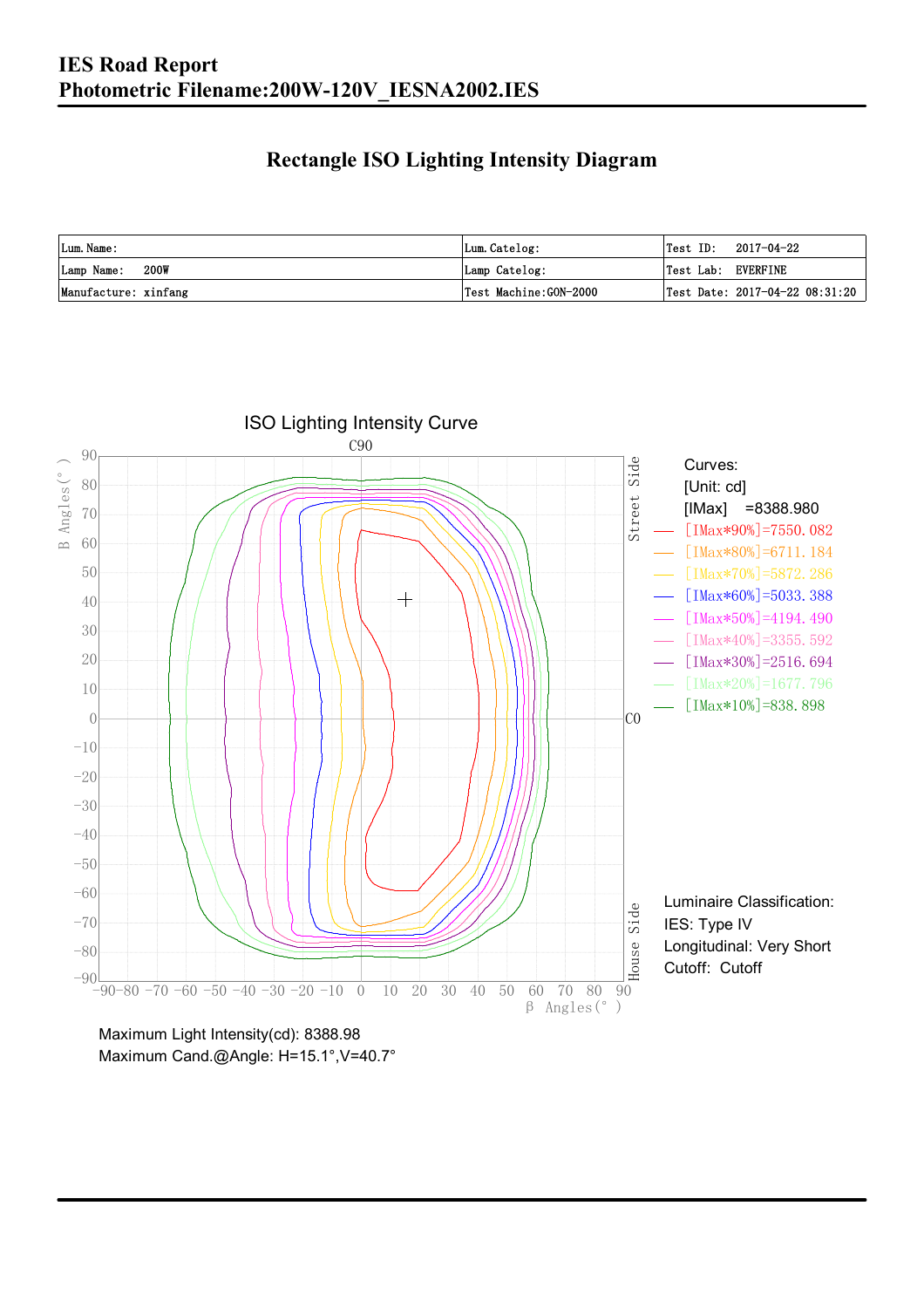# IES Road Report
# Photometric Filename:200W-120V_IESNA2002.IES

## Rectangle ISO Lighting Intensity Diagram

| Lum.Name: | Lum.Catelog: | Test ID: 2017-04-22 |
|---|---|---|
| Lamp Name: 200W | Lamp Catelog: | Test Lab: EVERFINE |
| Manufacture: xinfang | Test Machine:GON-2000 | Test Date: 2017-04-22 08:31:20 |

ISO Lighting Intensity Curve

C90

B Angles(°)

Street Side

C0

House Side

β Angles(°)

Curves:
[Unit: cd]
[IMax] =8388.980
[IMax*90%]=7550.082
[IMax*80%]=6711.184
[IMax*70%]=5872.286
[IMax*60%]=5033.388
[IMax*50%]=4194.490
[IMax*40%]=3355.592
[IMax*30%]=2516.694
[IMax*20%]=1677.796
[IMax*10%]=838.898

Luminaire Classification:
IES: Type IV
Longitudinal: Very Short
Cutoff: Cutoff

Maximum Light Intensity(cd): 8388.98
Maximum Cand.@Angle: H=15.1°,V=40.7°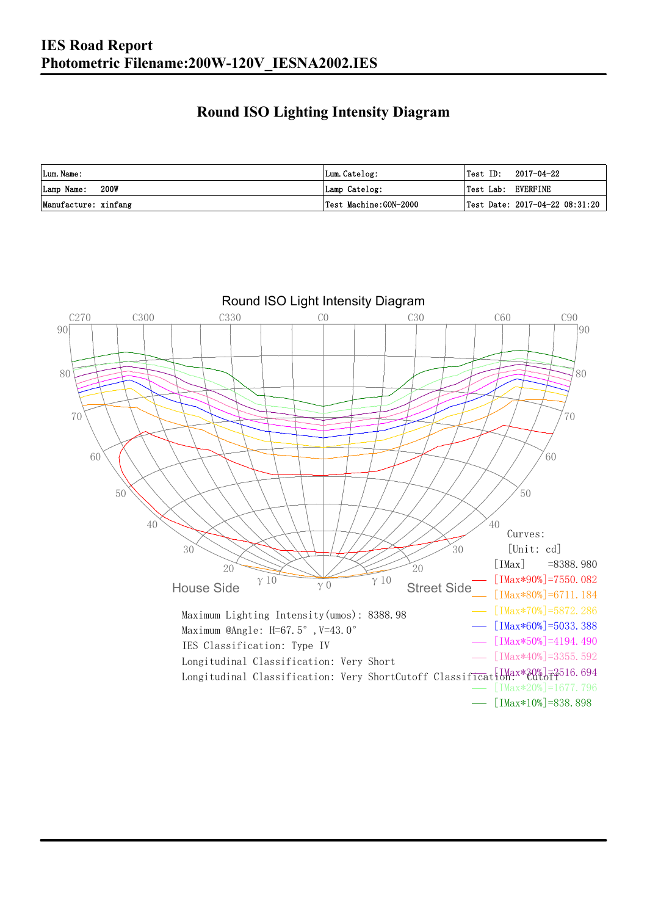# IES Road Report

## Photometric Filename:200W-120V_IESNA2002.IES

## Round ISO Lighting Intensity Diagram

| Lum. Name: | Lum. Catelog: | Test ID: 2017-04-22 |
|---|---|---|
| Lamp Name: 200W | Lamp Catelog: | Test Lab: EVERFINE |
| Manufacture: xinfang | Test Machine:GON-2000 | Test Date: 2017-04-22 08:31:20 |

Round ISO Light Intensity Diagram

Curves:
[Unit: cd]
[IMax] =8388.980
[IMax*90%]=7550.082
[IMax*80%]=6711.184
[IMax*70%]=5872.286
[IMax*60%]=5033.388
[IMax*50%]=4194.490
[IMax*40%]=3355.592
[IMax*30%]=2516.694
[IMax*20%]=1677.796
[IMax*10%]=838.898

House Side — Street Side

Maximum Lighting Intensity(umos): 8388.98
Maximum @Angle: H=67.5°, V=43.0°
IES Classification: Type IV
Longitudinal Classification: Very Short
Longitudinal Classification: Very ShortCutoff Classification: Cutoff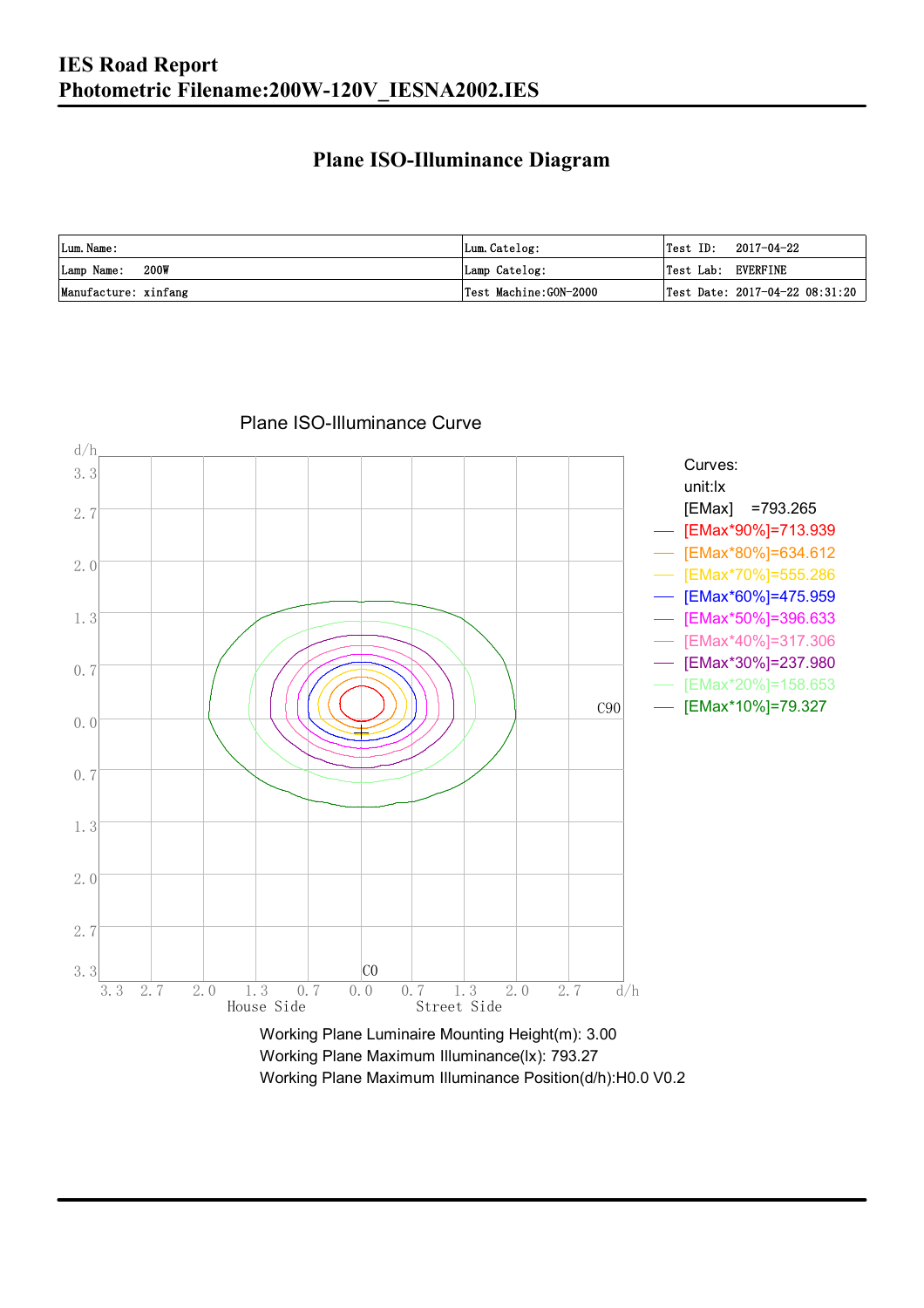# IES Road Report
## Photometric Filename:200W-120V_IESNA2002.IES

## Plane ISO-Illuminance Diagram

| Lum. Name: | Lum. Catelog: | Test ID:　2017-04-22 |
|---|---|---|
| Lamp Name:　200W | Lamp Catelog: | Test Lab:　EVERFINE |
| Manufacture: xinfang | Test Machine:GON-2000 | Test Date: 2017-04-22 08:31:20 |

Plane ISO-Illuminance Curve

Curves:
unit:lx
[EMax] =793.265
[EMax*90%]=713.939
[EMax*80%]=634.612
[EMax*70%]=555.286
[EMax*60%]=475.959
[EMax*50%]=396.633
[EMax*40%]=317.306
[EMax*30%]=237.980
[EMax*20%]=158.653
[EMax*10%]=79.327

Working Plane Luminaire Mounting Height(m): 3.00
Working Plane Maximum Illuminance(lx): 793.27
Working Plane Maximum Illuminance Position(d/h):H0.0 V0.2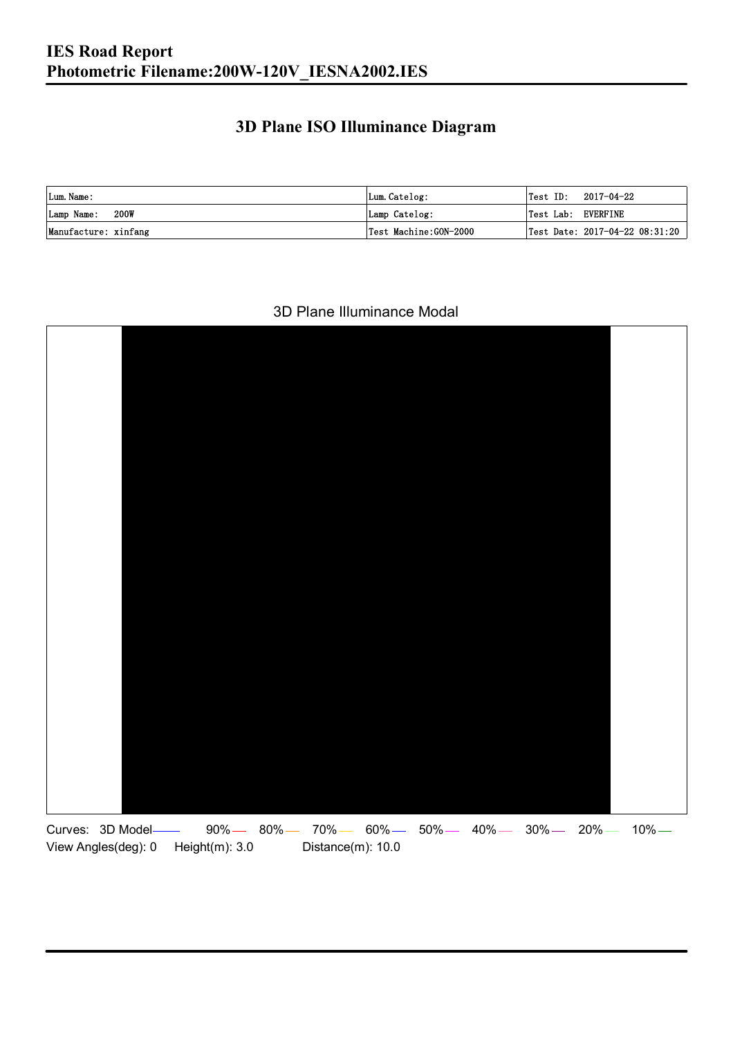## 3D Plane ISO Illuminance Diagram

| Lum.Name: | Lum.Catelog: | Test ID: 2017-04-22 |
|---|---|---|
| Lamp Name: 200W | Lamp Catelog: | Test Lab: EVERFINE |
| Manufacture: xinfang | Test Machine:GON-2000 | Test Date: 2017-04-22 08:31:20 |

3D Plane Illuminance Modal

Curves: 3D Model 90% 80% 70% 60% 50% 40% 30% 20% 10%

View Angles(deg): 0 Height(m): 3.0 Distance(m): 10.0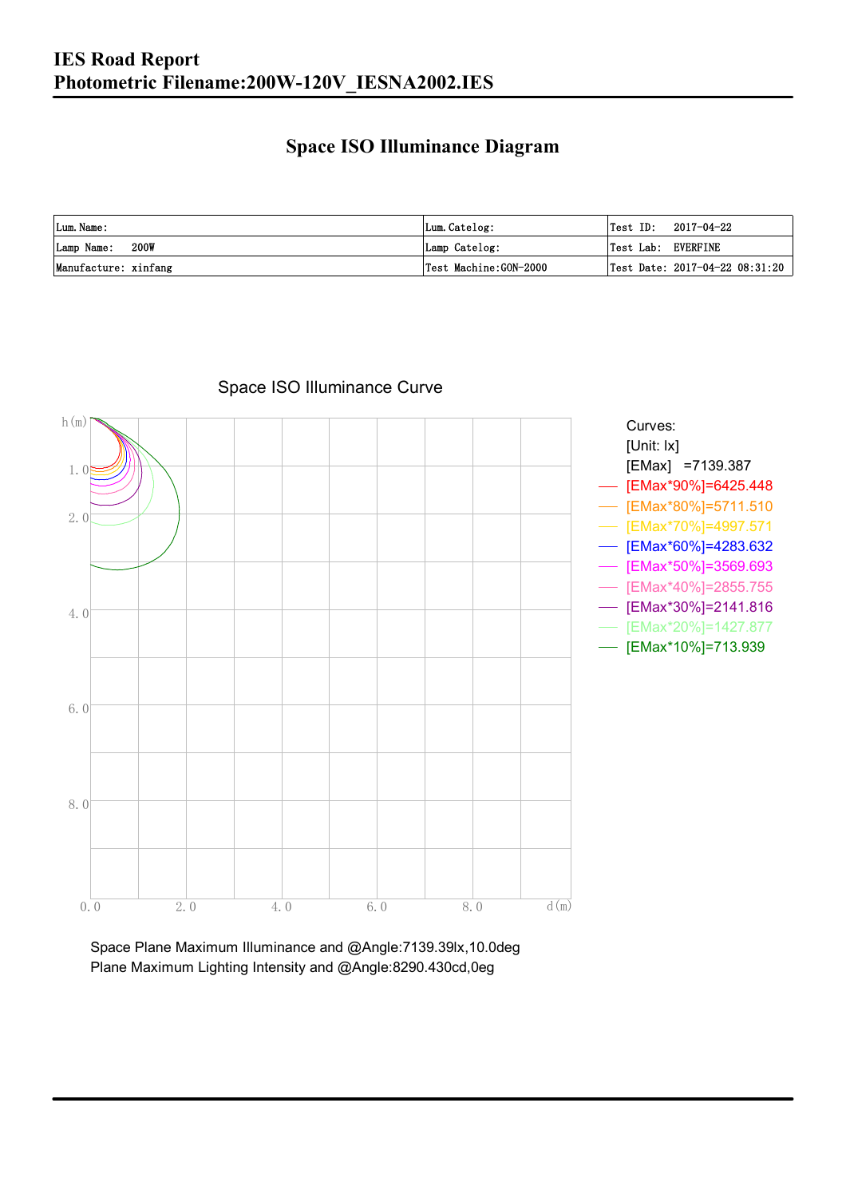**IES Road Report**
**Photometric Filename:200W-120V_IESNA2002.IES**

## Space ISO Illuminance Diagram

| Lum. Name: | Lum. Catelog: | Test ID: 2017-04-22 |
|---|---|---|
| Lamp Name: 200W | Lamp Catelog: | Test Lab: EVERFINE |
| Manufacture: xinfang | Test Machine:GON-2000 | Test Date: 2017-04-22 08:31:20 |

Space ISO Illuminance Curve

h(m): 1.0, 2.0, 4.0, 6.0, 8.0

d(m): 0.0, 2.0, 4.0, 6.0, 8.0

Curves:
[Unit: lx]
[EMax] =7139.387
[EMax*90%]=6425.448
[EMax*80%]=5711.510
[EMax*70%]=4997.571
[EMax*60%]=4283.632
[EMax*50%]=3569.693
[EMax*40%]=2855.755
[EMax*30%]=2141.816
[EMax*20%]=1427.877
[EMax*10%]=713.939

Space Plane Maximum Illuminance and @Angle:7139.39lx,10.0deg
Plane Maximum Lighting Intensity and @Angle:8290.430cd,0eg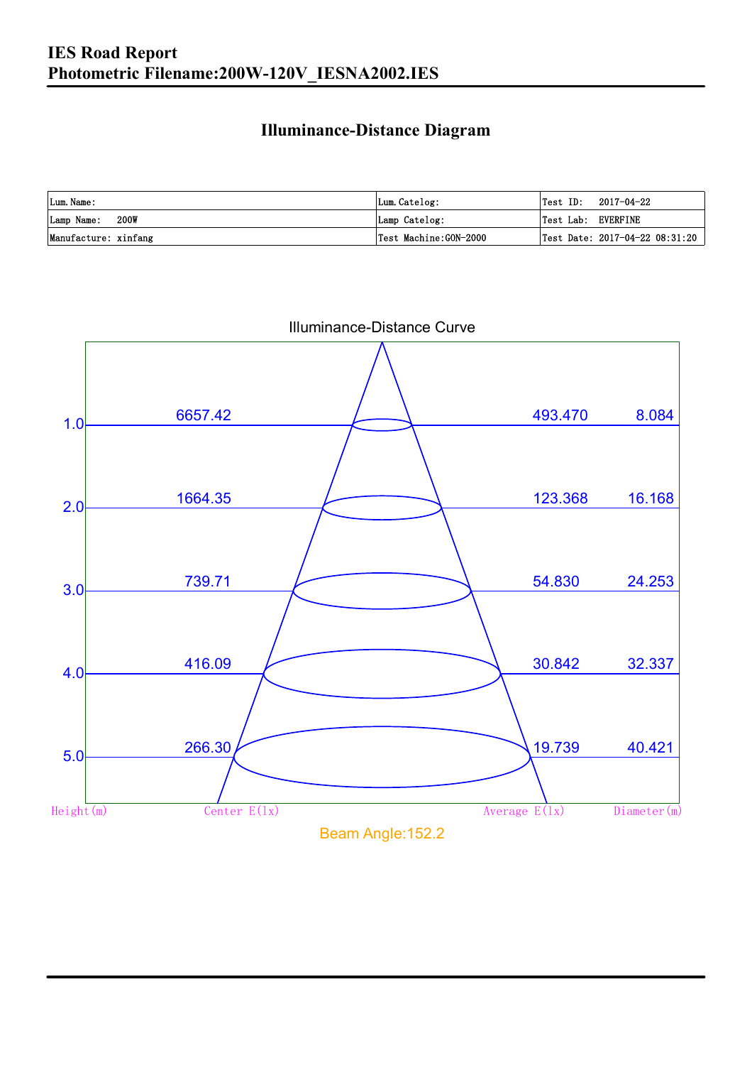# IES Road Report

## Photometric Filename:200W-120V_IESNA2002.IES

### Illuminance-Distance Diagram

| Lum.Name: | Lum.Catelog: | Test ID: 2017-04-22 |
|---|---|---|
| Lamp Name: 200W | Lamp Catelog: | Test Lab: EVERFINE |
| Manufacture: xinfang | Test Machine:GON-2000 | Test Date: 2017-04-22 08:31:20 |

Illuminance-Distance Curve

| Height(m) | Center E(lx) | Average E(lx) | Diameter(m) |
|---|---|---|---|
| 1.0 | 6657.42 | 493.470 | 8.084 |
| 2.0 | 1664.35 | 123.368 | 16.168 |
| 3.0 | 739.71 | 54.830 | 24.253 |
| 4.0 | 416.09 | 30.842 | 32.337 |
| 5.0 | 266.30 | 19.739 | 40.421 |

Beam Angle:152.2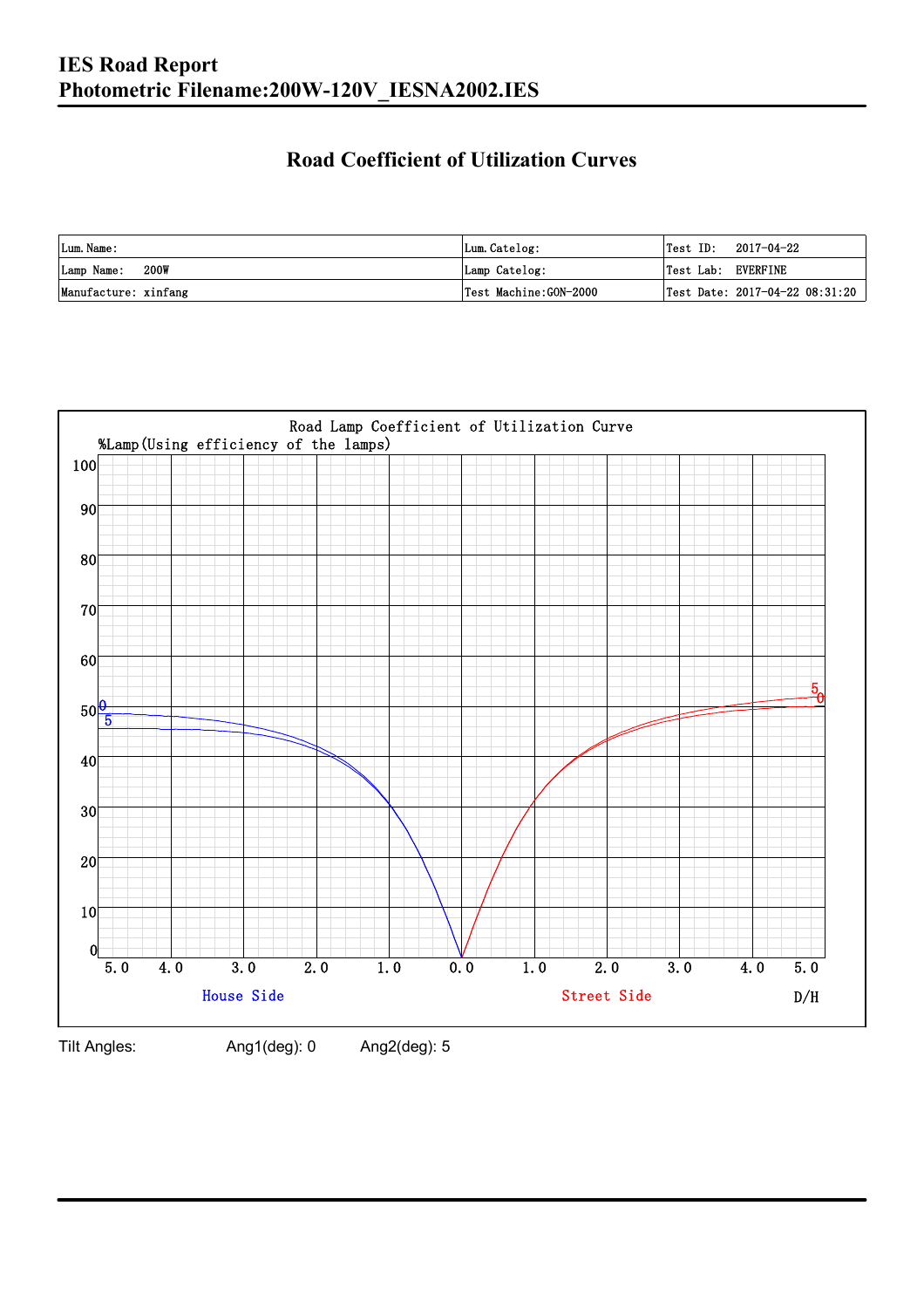# IES Road Report
# Photometric Filename:200W-120V_IESNA2002.IES

## Road Coefficient of Utilization Curves

| Lum. Name: | Lum. Catelog: | Test ID: 2017-04-22 |
| --- | --- | --- |
| Lamp Name: 200W | Lamp Catelog: | Test Lab: EVERFINE |
| Manufacture: xinfang | Test Machine:GON-2000 | Test Date: 2017-04-22 08:31:20 |

Road Lamp Coefficient of Utilization Curve

%Lamp(Using efficiency of the lamps)

House Side | Street Side | D/H

Tilt Angles: Ang1(deg): 0 Ang2(deg): 5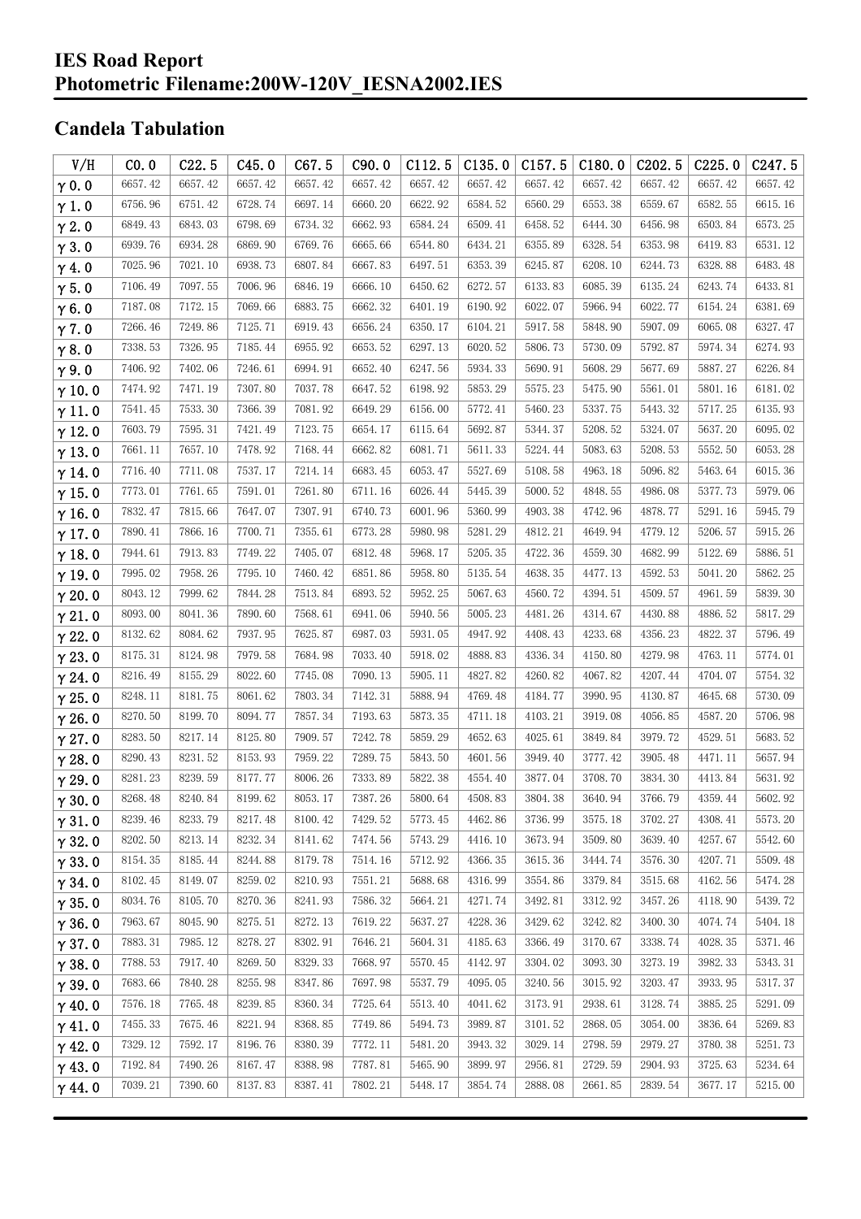# IES Road Report
# Photometric Filename:200W-120V_IESNA2002.IES

## Candela Tabulation

| V/H | C0.0 | C22.5 | C45.0 | C67.5 | C90.0 | C112.5 | C135.0 | C157.5 | C180.0 | C202.5 | C225.0 | C247.5 |
|---|---|---|---|---|---|---|---|---|---|---|---|---|
| γ0.0 | 6657.42 | 6657.42 | 6657.42 | 6657.42 | 6657.42 | 6657.42 | 6657.42 | 6657.42 | 6657.42 | 6657.42 | 6657.42 | 6657.42 |
| γ1.0 | 6756.96 | 6751.42 | 6728.74 | 6697.14 | 6660.20 | 6622.92 | 6584.52 | 6560.29 | 6553.38 | 6559.67 | 6582.55 | 6615.16 |
| γ2.0 | 6849.43 | 6843.03 | 6798.69 | 6734.32 | 6662.93 | 6584.24 | 6509.41 | 6458.52 | 6444.30 | 6456.98 | 6503.84 | 6573.25 |
| γ3.0 | 6939.76 | 6934.28 | 6869.90 | 6769.76 | 6665.66 | 6544.80 | 6434.21 | 6355.89 | 6328.54 | 6353.98 | 6419.83 | 6531.12 |
| γ4.0 | 7025.96 | 7021.10 | 6938.73 | 6807.84 | 6667.83 | 6497.51 | 6353.39 | 6245.87 | 6208.10 | 6244.73 | 6328.88 | 6483.48 |
| γ5.0 | 7106.49 | 7097.55 | 7006.96 | 6846.19 | 6666.10 | 6450.62 | 6272.57 | 6133.83 | 6085.39 | 6135.24 | 6243.74 | 6433.81 |
| γ6.0 | 7187.08 | 7172.15 | 7069.66 | 6883.75 | 6662.32 | 6401.19 | 6190.92 | 6022.07 | 5966.94 | 6022.77 | 6154.24 | 6381.69 |
| γ7.0 | 7266.46 | 7249.86 | 7125.71 | 6919.43 | 6656.24 | 6350.17 | 6104.21 | 5917.58 | 5848.90 | 5907.09 | 6065.08 | 6327.47 |
| γ8.0 | 7338.53 | 7326.95 | 7185.44 | 6955.92 | 6653.52 | 6297.13 | 6020.52 | 5806.73 | 5730.09 | 5792.87 | 5974.34 | 6274.93 |
| γ9.0 | 7406.92 | 7402.06 | 7246.61 | 6994.91 | 6652.40 | 6247.56 | 5934.33 | 5690.91 | 5608.29 | 5677.69 | 5887.27 | 6226.84 |
| γ10.0 | 7474.92 | 7471.19 | 7307.80 | 7037.78 | 6647.52 | 6198.92 | 5853.29 | 5575.23 | 5475.90 | 5561.01 | 5801.16 | 6181.02 |
| γ11.0 | 7541.45 | 7533.30 | 7366.39 | 7081.92 | 6649.29 | 6156.00 | 5772.41 | 5460.23 | 5337.75 | 5443.32 | 5717.25 | 6135.93 |
| γ12.0 | 7603.79 | 7595.31 | 7421.49 | 7123.75 | 6654.17 | 6115.64 | 5692.87 | 5344.37 | 5208.52 | 5324.07 | 5637.20 | 6095.02 |
| γ13.0 | 7661.11 | 7657.10 | 7478.92 | 7168.44 | 6662.82 | 6081.71 | 5611.33 | 5224.44 | 5083.63 | 5208.53 | 5552.50 | 6053.28 |
| γ14.0 | 7716.40 | 7711.08 | 7537.17 | 7214.14 | 6683.45 | 6053.47 | 5527.69 | 5108.58 | 4963.18 | 5096.82 | 5463.64 | 6015.36 |
| γ15.0 | 7773.01 | 7761.65 | 7591.01 | 7261.80 | 6711.16 | 6026.44 | 5445.39 | 5000.52 | 4848.55 | 4986.08 | 5377.73 | 5979.06 |
| γ16.0 | 7832.47 | 7815.66 | 7647.07 | 7307.91 | 6740.73 | 6001.96 | 5360.99 | 4903.38 | 4742.96 | 4878.77 | 5291.16 | 5945.79 |
| γ17.0 | 7890.41 | 7866.16 | 7700.71 | 7355.61 | 6773.28 | 5980.98 | 5281.29 | 4812.21 | 4649.94 | 4779.12 | 5206.57 | 5915.26 |
| γ18.0 | 7944.61 | 7913.83 | 7749.22 | 7405.07 | 6812.48 | 5968.17 | 5205.35 | 4722.36 | 4559.30 | 4682.99 | 5122.69 | 5886.51 |
| γ19.0 | 7995.02 | 7958.26 | 7795.10 | 7460.42 | 6851.86 | 5958.80 | 5135.54 | 4638.35 | 4477.13 | 4592.53 | 5041.20 | 5862.25 |
| γ20.0 | 8043.12 | 7999.62 | 7844.28 | 7513.84 | 6893.52 | 5952.25 | 5067.63 | 4560.72 | 4394.51 | 4509.57 | 4961.59 | 5839.30 |
| γ21.0 | 8093.00 | 8041.36 | 7890.60 | 7568.61 | 6941.06 | 5940.56 | 5005.23 | 4481.26 | 4314.67 | 4430.88 | 4886.52 | 5817.29 |
| γ22.0 | 8132.62 | 8084.62 | 7937.95 | 7625.87 | 6987.03 | 5931.05 | 4947.92 | 4408.43 | 4233.68 | 4356.23 | 4822.37 | 5796.49 |
| γ23.0 | 8175.31 | 8124.98 | 7979.58 | 7684.98 | 7033.40 | 5918.02 | 4888.83 | 4336.34 | 4150.80 | 4279.98 | 4763.11 | 5774.01 |
| γ24.0 | 8216.49 | 8155.29 | 8022.60 | 7745.08 | 7090.13 | 5905.11 | 4827.82 | 4260.82 | 4067.82 | 4207.44 | 4704.07 | 5754.32 |
| γ25.0 | 8248.11 | 8181.75 | 8061.62 | 7803.34 | 7142.31 | 5888.94 | 4769.48 | 4184.77 | 3990.95 | 4130.87 | 4645.68 | 5730.09 |
| γ26.0 | 8270.50 | 8199.70 | 8094.77 | 7857.34 | 7193.63 | 5873.35 | 4711.18 | 4103.21 | 3919.08 | 4056.85 | 4587.20 | 5706.98 |
| γ27.0 | 8283.50 | 8217.14 | 8125.80 | 7909.57 | 7242.78 | 5859.29 | 4652.63 | 4025.61 | 3849.84 | 3979.72 | 4529.51 | 5683.52 |
| γ28.0 | 8290.43 | 8231.52 | 8153.93 | 7959.22 | 7289.75 | 5843.50 | 4601.56 | 3949.40 | 3777.42 | 3905.48 | 4471.11 | 5657.94 |
| γ29.0 | 8281.23 | 8239.59 | 8177.77 | 8006.26 | 7333.89 | 5822.38 | 4554.40 | 3877.04 | 3708.70 | 3834.30 | 4413.84 | 5631.92 |
| γ30.0 | 8268.48 | 8240.84 | 8199.62 | 8053.17 | 7387.26 | 5800.64 | 4508.83 | 3804.38 | 3640.94 | 3766.79 | 4359.44 | 5602.92 |
| γ31.0 | 8239.46 | 8233.79 | 8217.48 | 8100.42 | 7429.52 | 5773.45 | 4462.86 | 3736.99 | 3575.18 | 3702.27 | 4308.41 | 5573.20 |
| γ32.0 | 8202.50 | 8213.14 | 8232.34 | 8141.62 | 7474.56 | 5743.29 | 4416.10 | 3673.94 | 3509.80 | 3639.40 | 4257.67 | 5542.60 |
| γ33.0 | 8154.35 | 8185.44 | 8244.88 | 8179.78 | 7514.16 | 5712.92 | 4366.35 | 3615.36 | 3444.74 | 3576.30 | 4207.71 | 5509.48 |
| γ34.0 | 8102.45 | 8149.07 | 8259.02 | 8210.93 | 7551.21 | 5688.68 | 4316.99 | 3554.86 | 3379.84 | 3515.68 | 4162.56 | 5474.28 |
| γ35.0 | 8034.76 | 8105.70 | 8270.36 | 8241.93 | 7586.32 | 5664.21 | 4271.74 | 3492.81 | 3312.92 | 3457.26 | 4118.90 | 5439.72 |
| γ36.0 | 7963.67 | 8045.90 | 8275.51 | 8272.13 | 7619.22 | 5637.27 | 4228.36 | 3429.62 | 3242.82 | 3400.30 | 4074.74 | 5404.18 |
| γ37.0 | 7883.31 | 7985.12 | 8278.27 | 8302.91 | 7646.21 | 5604.31 | 4185.63 | 3366.49 | 3170.67 | 3338.74 | 4028.35 | 5371.46 |
| γ38.0 | 7788.53 | 7917.40 | 8269.50 | 8329.33 | 7668.97 | 5570.45 | 4142.97 | 3304.02 | 3093.30 | 3273.19 | 3982.33 | 5343.31 |
| γ39.0 | 7683.66 | 7840.28 | 8255.98 | 8347.86 | 7697.98 | 5537.79 | 4095.05 | 3240.56 | 3015.92 | 3203.47 | 3933.95 | 5317.37 |
| γ40.0 | 7576.18 | 7765.48 | 8239.85 | 8360.34 | 7725.64 | 5513.40 | 4041.62 | 3173.91 | 2938.61 | 3128.74 | 3885.25 | 5291.09 |
| γ41.0 | 7455.33 | 7675.46 | 8221.94 | 8368.85 | 7749.86 | 5494.73 | 3989.87 | 3101.52 | 2868.05 | 3054.00 | 3836.64 | 5269.83 |
| γ42.0 | 7329.12 | 7592.17 | 8196.76 | 8380.39 | 7772.11 | 5481.20 | 3943.32 | 3029.14 | 2798.59 | 2979.27 | 3780.38 | 5251.73 |
| γ43.0 | 7192.84 | 7490.26 | 8167.47 | 8388.98 | 7787.81 | 5465.90 | 3899.97 | 2956.81 | 2729.59 | 2904.93 | 3725.63 | 5234.64 |
| γ44.0 | 7039.21 | 7390.60 | 8137.83 | 8387.41 | 7802.21 | 5448.17 | 3854.74 | 2888.08 | 2661.85 | 2839.54 | 3677.17 | 5215.00 |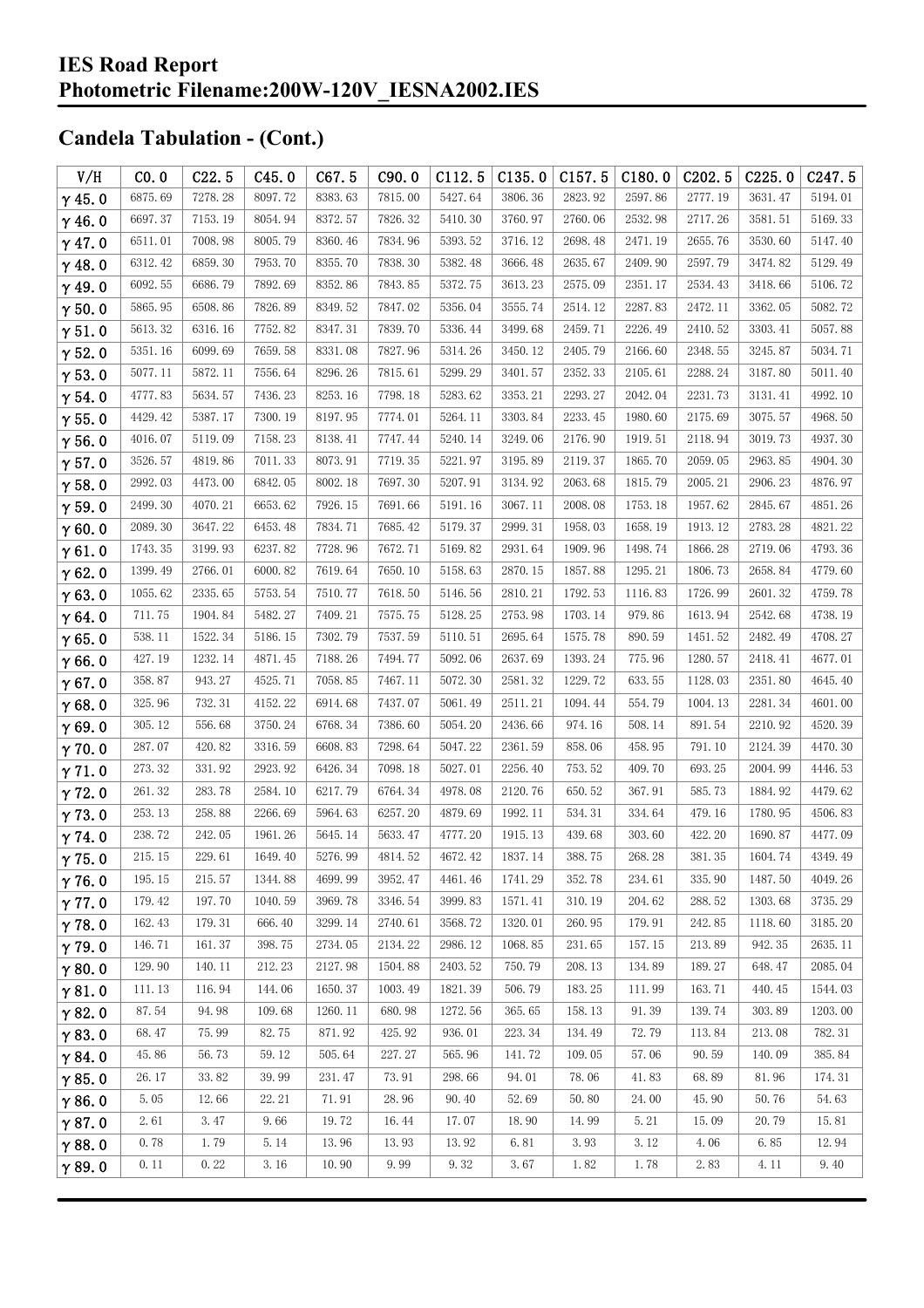# IES Road Report
# Photometric Filename:200W-120V_IESNA2002.IES

## Candela Tabulation - (Cont.)

| V/H | C0.0 | C22.5 | C45.0 | C67.5 | C90.0 | C112.5 | C135.0 | C157.5 | C180.0 | C202.5 | C225.0 | C247.5 |
|---|---|---|---|---|---|---|---|---|---|---|---|---|
| γ 45.0 | 6875.69 | 7278.28 | 8097.72 | 8383.63 | 7815.00 | 5427.64 | 3806.36 | 2823.92 | 2597.86 | 2777.19 | 3631.47 | 5194.01 |
| γ 46.0 | 6697.37 | 7153.19 | 8054.94 | 8372.57 | 7826.32 | 5410.30 | 3760.97 | 2760.06 | 2532.98 | 2717.26 | 3581.51 | 5169.33 |
| γ 47.0 | 6511.01 | 7008.98 | 8005.79 | 8360.46 | 7834.96 | 5393.52 | 3716.12 | 2698.48 | 2471.19 | 2655.76 | 3530.60 | 5147.40 |
| γ 48.0 | 6312.42 | 6859.30 | 7953.70 | 8355.70 | 7838.30 | 5382.48 | 3666.48 | 2635.67 | 2409.90 | 2597.79 | 3474.82 | 5129.49 |
| γ 49.0 | 6092.55 | 6686.79 | 7892.69 | 8352.86 | 7843.85 | 5372.75 | 3613.23 | 2575.09 | 2351.17 | 2534.43 | 3418.66 | 5106.72 |
| γ 50.0 | 5865.95 | 6508.86 | 7826.89 | 8349.52 | 7847.02 | 5356.04 | 3555.74 | 2514.12 | 2287.83 | 2472.11 | 3362.05 | 5082.72 |
| γ 51.0 | 5613.32 | 6316.16 | 7752.82 | 8347.31 | 7839.70 | 5336.44 | 3499.68 | 2459.71 | 2226.49 | 2410.52 | 3303.41 | 5057.88 |
| γ 52.0 | 5351.16 | 6099.69 | 7659.58 | 8331.08 | 7827.96 | 5314.26 | 3450.12 | 2405.79 | 2166.60 | 2348.55 | 3245.87 | 5034.71 |
| γ 53.0 | 5077.11 | 5872.11 | 7556.64 | 8296.26 | 7815.61 | 5299.29 | 3401.57 | 2352.33 | 2105.61 | 2288.24 | 3187.80 | 5011.40 |
| γ 54.0 | 4777.83 | 5634.57 | 7436.23 | 8253.16 | 7798.18 | 5283.62 | 3353.21 | 2293.27 | 2042.04 | 2231.73 | 3131.41 | 4992.10 |
| γ 55.0 | 4429.42 | 5387.17 | 7300.19 | 8197.95 | 7774.01 | 5264.11 | 3303.84 | 2233.45 | 1980.60 | 2175.69 | 3075.57 | 4968.50 |
| γ 56.0 | 4016.07 | 5119.09 | 7158.23 | 8138.41 | 7747.44 | 5240.14 | 3249.06 | 2176.90 | 1919.51 | 2118.94 | 3019.73 | 4937.30 |
| γ 57.0 | 3526.57 | 4819.86 | 7011.33 | 8073.91 | 7719.35 | 5221.97 | 3195.89 | 2119.37 | 1865.70 | 2059.05 | 2963.85 | 4904.30 |
| γ 58.0 | 2992.03 | 4473.00 | 6842.05 | 8002.18 | 7697.30 | 5207.91 | 3134.92 | 2063.68 | 1815.79 | 2005.21 | 2906.23 | 4876.97 |
| γ 59.0 | 2499.30 | 4070.21 | 6653.62 | 7926.15 | 7691.66 | 5191.16 | 3067.11 | 2008.08 | 1753.18 | 1957.62 | 2845.67 | 4851.26 |
| γ 60.0 | 2089.30 | 3647.22 | 6453.48 | 7834.71 | 7685.42 | 5179.37 | 2999.31 | 1958.03 | 1658.19 | 1913.12 | 2783.28 | 4821.22 |
| γ 61.0 | 1743.35 | 3199.93 | 6237.82 | 7728.96 | 7672.71 | 5169.82 | 2931.64 | 1909.96 | 1498.74 | 1866.28 | 2719.06 | 4793.36 |
| γ 62.0 | 1399.49 | 2766.01 | 6000.82 | 7619.64 | 7650.10 | 5158.63 | 2870.15 | 1857.88 | 1295.21 | 1806.73 | 2658.84 | 4779.60 |
| γ 63.0 | 1055.62 | 2335.65 | 5753.54 | 7510.77 | 7618.50 | 5146.56 | 2810.21 | 1792.53 | 1116.83 | 1726.99 | 2601.32 | 4759.78 |
| γ 64.0 | 711.75 | 1904.84 | 5482.27 | 7409.21 | 7575.75 | 5128.25 | 2753.98 | 1703.14 | 979.86 | 1613.94 | 2542.68 | 4738.19 |
| γ 65.0 | 538.11 | 1522.34 | 5186.15 | 7302.79 | 7537.59 | 5110.51 | 2695.64 | 1575.78 | 890.59 | 1451.52 | 2482.49 | 4708.27 |
| γ 66.0 | 427.19 | 1232.14 | 4871.45 | 7188.26 | 7494.77 | 5092.06 | 2637.69 | 1393.24 | 775.96 | 1280.57 | 2418.41 | 4677.01 |
| γ 67.0 | 358.87 | 943.27 | 4525.71 | 7058.85 | 7467.11 | 5072.30 | 2581.32 | 1229.72 | 633.55 | 1128.03 | 2351.80 | 4645.40 |
| γ 68.0 | 325.96 | 732.31 | 4152.22 | 6914.68 | 7437.07 | 5061.49 | 2511.21 | 1094.44 | 554.79 | 1004.13 | 2281.34 | 4601.00 |
| γ 69.0 | 305.12 | 556.68 | 3750.24 | 6768.34 | 7386.60 | 5054.20 | 2436.66 | 974.16 | 508.14 | 891.54 | 2210.92 | 4520.39 |
| γ 70.0 | 287.07 | 420.82 | 3316.59 | 6608.83 | 7298.64 | 5047.22 | 2361.59 | 858.06 | 458.95 | 791.10 | 2124.39 | 4470.30 |
| γ 71.0 | 273.32 | 331.92 | 2923.92 | 6426.34 | 7098.18 | 5027.01 | 2256.40 | 753.52 | 409.70 | 693.25 | 2004.99 | 4446.53 |
| γ 72.0 | 261.32 | 283.78 | 2584.10 | 6217.79 | 6764.34 | 4978.08 | 2120.76 | 650.52 | 367.91 | 585.73 | 1884.92 | 4479.62 |
| γ 73.0 | 253.13 | 258.88 | 2266.69 | 5964.63 | 6257.20 | 4879.69 | 1992.11 | 534.31 | 334.64 | 479.16 | 1780.95 | 4506.83 |
| γ 74.0 | 238.72 | 242.05 | 1961.26 | 5645.14 | 5633.47 | 4777.20 | 1915.13 | 439.68 | 303.60 | 422.20 | 1690.87 | 4477.09 |
| γ 75.0 | 215.15 | 229.61 | 1649.40 | 5276.99 | 4814.52 | 4672.42 | 1837.14 | 388.75 | 268.28 | 381.35 | 1604.74 | 4349.49 |
| γ 76.0 | 195.15 | 215.57 | 1344.88 | 4699.99 | 3952.47 | 4461.46 | 1741.29 | 352.78 | 234.61 | 335.90 | 1487.50 | 4049.26 |
| γ 77.0 | 179.42 | 197.70 | 1040.59 | 3969.78 | 3346.54 | 3999.83 | 1571.41 | 310.19 | 204.62 | 288.52 | 1303.68 | 3735.29 |
| γ 78.0 | 162.43 | 179.31 | 666.40 | 3299.14 | 2740.61 | 3568.72 | 1320.01 | 260.95 | 179.91 | 242.85 | 1118.60 | 3185.20 |
| γ 79.0 | 146.71 | 161.37 | 398.75 | 2734.05 | 2134.22 | 2986.12 | 1068.85 | 231.65 | 157.15 | 213.89 | 942.35 | 2635.11 |
| γ 80.0 | 129.90 | 140.11 | 212.23 | 2127.98 | 1504.88 | 2403.52 | 750.79 | 208.13 | 134.89 | 189.27 | 648.47 | 2085.04 |
| γ 81.0 | 111.13 | 116.94 | 144.06 | 1650.37 | 1003.49 | 1821.39 | 506.79 | 183.25 | 111.99 | 163.71 | 440.45 | 1544.03 |
| γ 82.0 | 87.54 | 94.98 | 109.68 | 1260.11 | 680.98 | 1272.56 | 365.65 | 158.13 | 91.39 | 139.74 | 303.89 | 1203.00 |
| γ 83.0 | 68.47 | 75.99 | 82.75 | 871.92 | 425.92 | 936.01 | 223.34 | 134.49 | 72.79 | 113.84 | 213.08 | 782.31 |
| γ 84.0 | 45.86 | 56.73 | 59.12 | 505.64 | 227.27 | 565.96 | 141.72 | 109.05 | 57.06 | 90.59 | 140.09 | 385.84 |
| γ 85.0 | 26.17 | 33.82 | 39.99 | 231.47 | 73.91 | 298.66 | 94.01 | 78.06 | 41.83 | 68.89 | 81.96 | 174.31 |
| γ 86.0 | 5.05 | 12.66 | 22.21 | 71.91 | 28.96 | 90.40 | 52.69 | 50.80 | 24.00 | 45.90 | 50.76 | 54.63 |
| γ 87.0 | 2.61 | 3.47 | 9.66 | 19.72 | 16.44 | 17.07 | 18.90 | 14.99 | 5.21 | 15.09 | 20.79 | 15.81 |
| γ 88.0 | 0.78 | 1.79 | 5.14 | 13.96 | 13.93 | 13.92 | 6.81 | 3.93 | 3.12 | 4.06 | 6.85 | 12.94 |
| γ 89.0 | 0.11 | 0.22 | 3.16 | 10.90 | 9.99 | 9.32 | 3.67 | 1.82 | 1.78 | 2.83 | 4.11 | 9.40 |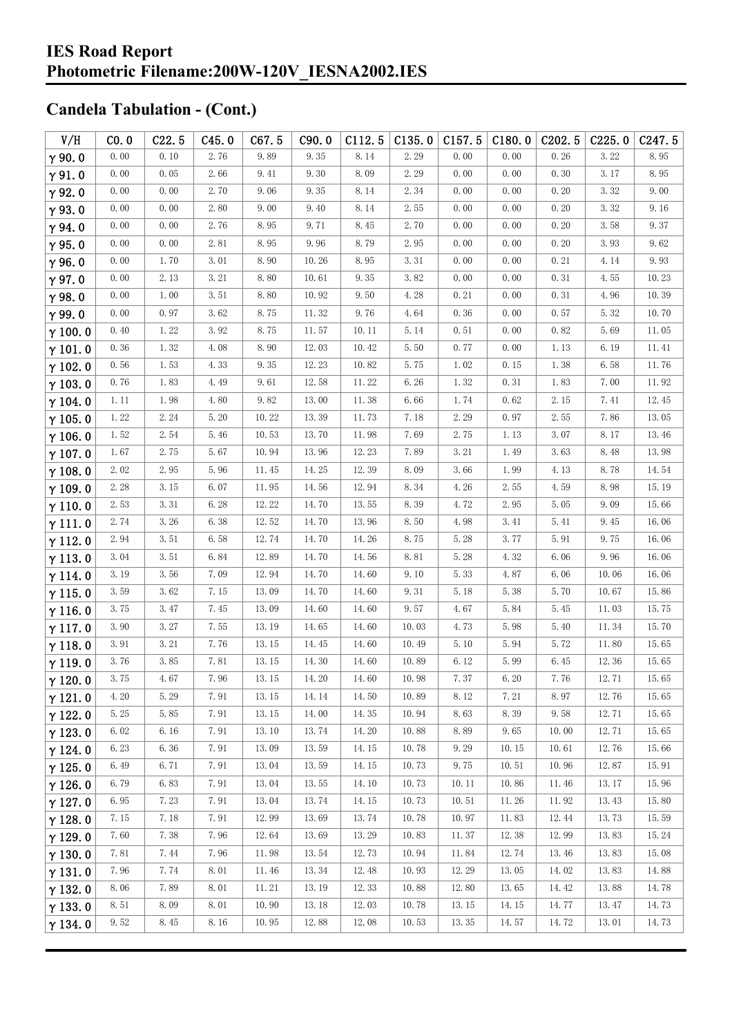## Candela Tabulation - (Cont.)

| V/H | C0.0 | C22.5 | C45.0 | C67.5 | C90.0 | C112.5 | C135.0 | C157.5 | C180.0 | C202.5 | C225.0 | C247.5 |
|---|---|---|---|---|---|---|---|---|---|---|---|---|
| γ 90.0 | 0.00 | 0.10 | 2.76 | 9.89 | 9.35 | 8.14 | 2.29 | 0.00 | 0.00 | 0.26 | 3.22 | 8.95 |
| γ 91.0 | 0.00 | 0.05 | 2.66 | 9.41 | 9.30 | 8.09 | 2.29 | 0.00 | 0.00 | 0.30 | 3.17 | 8.95 |
| γ 92.0 | 0.00 | 0.00 | 2.70 | 9.06 | 9.35 | 8.14 | 2.34 | 0.00 | 0.00 | 0.20 | 3.32 | 9.00 |
| γ 93.0 | 0.00 | 0.00 | 2.80 | 9.00 | 9.40 | 8.14 | 2.55 | 0.00 | 0.00 | 0.20 | 3.32 | 9.16 |
| γ 94.0 | 0.00 | 0.00 | 2.76 | 8.95 | 9.71 | 8.45 | 2.70 | 0.00 | 0.00 | 0.20 | 3.58 | 9.37 |
| γ 95.0 | 0.00 | 0.00 | 2.81 | 8.95 | 9.96 | 8.79 | 2.95 | 0.00 | 0.00 | 0.20 | 3.93 | 9.62 |
| γ 96.0 | 0.00 | 1.70 | 3.01 | 8.90 | 10.26 | 8.95 | 3.31 | 0.00 | 0.00 | 0.21 | 4.14 | 9.93 |
| γ 97.0 | 0.00 | 2.13 | 3.21 | 8.80 | 10.61 | 9.35 | 3.82 | 0.00 | 0.00 | 0.31 | 4.55 | 10.23 |
| γ 98.0 | 0.00 | 1.00 | 3.51 | 8.80 | 10.92 | 9.50 | 4.28 | 0.21 | 0.00 | 0.31 | 4.96 | 10.39 |
| γ 99.0 | 0.00 | 0.97 | 3.62 | 8.75 | 11.32 | 9.76 | 4.64 | 0.36 | 0.00 | 0.57 | 5.32 | 10.70 |
| γ 100.0 | 0.40 | 1.22 | 3.92 | 8.75 | 11.57 | 10.11 | 5.14 | 0.51 | 0.00 | 0.82 | 5.69 | 11.05 |
| γ 101.0 | 0.36 | 1.32 | 4.08 | 8.90 | 12.03 | 10.42 | 5.50 | 0.77 | 0.00 | 1.13 | 6.19 | 11.41 |
| γ 102.0 | 0.56 | 1.53 | 4.33 | 9.35 | 12.23 | 10.82 | 5.75 | 1.02 | 0.15 | 1.38 | 6.58 | 11.76 |
| γ 103.0 | 0.76 | 1.83 | 4.49 | 9.61 | 12.58 | 11.22 | 6.26 | 1.32 | 0.31 | 1.83 | 7.00 | 11.92 |
| γ 104.0 | 1.11 | 1.98 | 4.80 | 9.82 | 13.00 | 11.38 | 6.66 | 1.74 | 0.62 | 2.15 | 7.41 | 12.45 |
| γ 105.0 | 1.22 | 2.24 | 5.20 | 10.22 | 13.39 | 11.73 | 7.18 | 2.29 | 0.97 | 2.55 | 7.86 | 13.05 |
| γ 106.0 | 1.52 | 2.54 | 5.46 | 10.53 | 13.70 | 11.98 | 7.69 | 2.75 | 1.13 | 3.07 | 8.17 | 13.46 |
| γ 107.0 | 1.67 | 2.75 | 5.67 | 10.94 | 13.96 | 12.23 | 7.89 | 3.21 | 1.49 | 3.63 | 8.48 | 13.98 |
| γ 108.0 | 2.02 | 2.95 | 5.96 | 11.45 | 14.25 | 12.39 | 8.09 | 3.66 | 1.99 | 4.13 | 8.78 | 14.54 |
| γ 109.0 | 2.28 | 3.15 | 6.07 | 11.95 | 14.56 | 12.94 | 8.34 | 4.26 | 2.55 | 4.59 | 8.98 | 15.19 |
| γ 110.0 | 2.53 | 3.31 | 6.28 | 12.22 | 14.70 | 13.55 | 8.39 | 4.72 | 2.95 | 5.05 | 9.09 | 15.66 |
| γ 111.0 | 2.74 | 3.26 | 6.38 | 12.52 | 14.70 | 13.96 | 8.50 | 4.98 | 3.41 | 5.41 | 9.45 | 16.06 |
| γ 112.0 | 2.94 | 3.51 | 6.58 | 12.74 | 14.70 | 14.26 | 8.75 | 5.28 | 3.77 | 5.91 | 9.75 | 16.06 |
| γ 113.0 | 3.04 | 3.51 | 6.84 | 12.89 | 14.70 | 14.56 | 8.81 | 5.28 | 4.32 | 6.06 | 9.96 | 16.06 |
| γ 114.0 | 3.19 | 3.56 | 7.09 | 12.94 | 14.70 | 14.60 | 9.10 | 5.33 | 4.87 | 6.06 | 10.06 | 16.06 |
| γ 115.0 | 3.59 | 3.62 | 7.15 | 13.09 | 14.70 | 14.60 | 9.31 | 5.18 | 5.38 | 5.70 | 10.67 | 15.86 |
| γ 116.0 | 3.75 | 3.47 | 7.45 | 13.09 | 14.60 | 14.60 | 9.57 | 4.67 | 5.84 | 5.45 | 11.03 | 15.75 |
| γ 117.0 | 3.90 | 3.27 | 7.55 | 13.19 | 14.65 | 14.60 | 10.03 | 4.73 | 5.98 | 5.40 | 11.34 | 15.70 |
| γ 118.0 | 3.91 | 3.21 | 7.76 | 13.15 | 14.45 | 14.60 | 10.49 | 5.10 | 5.94 | 5.72 | 11.80 | 15.65 |
| γ 119.0 | 3.76 | 3.85 | 7.81 | 13.15 | 14.30 | 14.60 | 10.89 | 6.12 | 5.99 | 6.45 | 12.36 | 15.65 |
| γ 120.0 | 3.75 | 4.67 | 7.96 | 13.15 | 14.20 | 14.60 | 10.98 | 7.37 | 6.20 | 7.76 | 12.71 | 15.65 |
| γ 121.0 | 4.20 | 5.29 | 7.91 | 13.15 | 14.14 | 14.50 | 10.89 | 8.12 | 7.21 | 8.97 | 12.76 | 15.65 |
| γ 122.0 | 5.25 | 5.85 | 7.91 | 13.15 | 14.00 | 14.35 | 10.94 | 8.63 | 8.39 | 9.58 | 12.71 | 15.65 |
| γ 123.0 | 6.02 | 6.16 | 7.91 | 13.10 | 13.74 | 14.20 | 10.88 | 8.89 | 9.65 | 10.00 | 12.71 | 15.65 |
| γ 124.0 | 6.23 | 6.36 | 7.91 | 13.09 | 13.59 | 14.15 | 10.78 | 9.29 | 10.15 | 10.61 | 12.76 | 15.66 |
| γ 125.0 | 6.49 | 6.71 | 7.91 | 13.04 | 13.59 | 14.15 | 10.73 | 9.75 | 10.51 | 10.96 | 12.87 | 15.91 |
| γ 126.0 | 6.79 | 6.83 | 7.91 | 13.04 | 13.55 | 14.10 | 10.73 | 10.11 | 10.86 | 11.46 | 13.17 | 15.96 |
| γ 127.0 | 6.95 | 7.23 | 7.91 | 13.04 | 13.74 | 14.15 | 10.73 | 10.51 | 11.26 | 11.92 | 13.43 | 15.80 |
| γ 128.0 | 7.15 | 7.18 | 7.91 | 12.99 | 13.69 | 13.74 | 10.78 | 10.97 | 11.83 | 12.44 | 13.73 | 15.59 |
| γ 129.0 | 7.60 | 7.38 | 7.96 | 12.64 | 13.69 | 13.29 | 10.83 | 11.37 | 12.38 | 12.99 | 13.83 | 15.24 |
| γ 130.0 | 7.81 | 7.44 | 7.96 | 11.98 | 13.54 | 12.73 | 10.94 | 11.84 | 12.74 | 13.46 | 13.83 | 15.08 |
| γ 131.0 | 7.96 | 7.74 | 8.01 | 11.46 | 13.34 | 12.48 | 10.93 | 12.29 | 13.05 | 14.02 | 13.83 | 14.88 |
| γ 132.0 | 8.06 | 7.89 | 8.01 | 11.21 | 13.19 | 12.33 | 10.88 | 12.80 | 13.65 | 14.42 | 13.88 | 14.78 |
| γ 133.0 | 8.51 | 8.09 | 8.01 | 10.90 | 13.18 | 12.03 | 10.78 | 13.15 | 14.15 | 14.77 | 13.47 | 14.73 |
| γ 134.0 | 9.52 | 8.45 | 8.16 | 10.95 | 12.88 | 12.08 | 10.53 | 13.35 | 14.57 | 14.72 | 13.01 | 14.73 |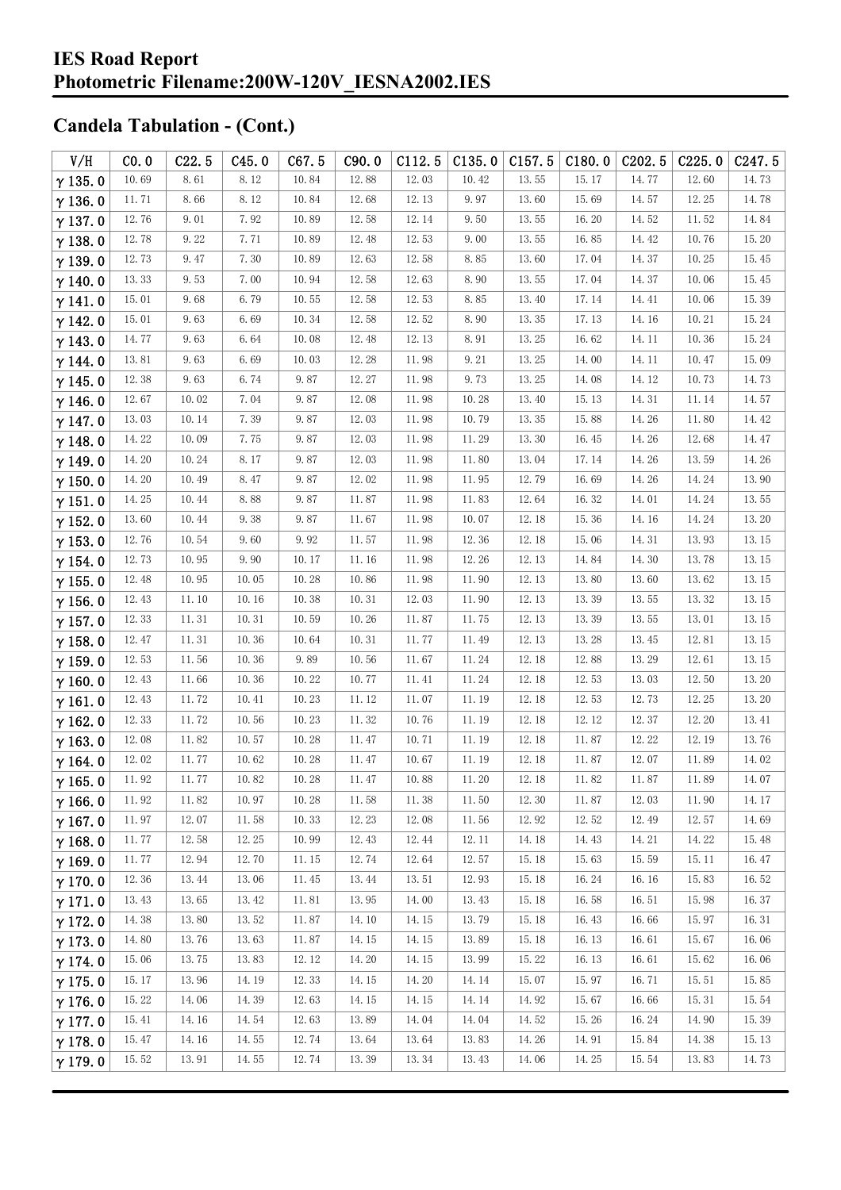# IES Road Report
# Photometric Filename:200W-120V_IESNA2002.IES

## Candela Tabulation - (Cont.)

| V/H | C0.0 | C22.5 | C45.0 | C67.5 | C90.0 | C112.5 | C135.0 | C157.5 | C180.0 | C202.5 | C225.0 | C247.5 |
|---|---|---|---|---|---|---|---|---|---|---|---|---|
| γ 135.0 | 10.69 | 8.61 | 8.12 | 10.84 | 12.88 | 12.03 | 10.42 | 13.55 | 15.17 | 14.77 | 12.60 | 14.73 |
| γ 136.0 | 11.71 | 8.66 | 8.12 | 10.84 | 12.68 | 12.13 | 9.97 | 13.60 | 15.69 | 14.57 | 12.25 | 14.78 |
| γ 137.0 | 12.76 | 9.01 | 7.92 | 10.89 | 12.58 | 12.14 | 9.50 | 13.55 | 16.20 | 14.52 | 11.52 | 14.84 |
| γ 138.0 | 12.78 | 9.22 | 7.71 | 10.89 | 12.48 | 12.53 | 9.00 | 13.55 | 16.85 | 14.42 | 10.76 | 15.20 |
| γ 139.0 | 12.73 | 9.47 | 7.30 | 10.89 | 12.63 | 12.58 | 8.85 | 13.60 | 17.04 | 14.37 | 10.25 | 15.45 |
| γ 140.0 | 13.33 | 9.53 | 7.00 | 10.94 | 12.58 | 12.63 | 8.90 | 13.55 | 17.04 | 14.37 | 10.06 | 15.45 |
| γ 141.0 | 15.01 | 9.68 | 6.79 | 10.55 | 12.58 | 12.53 | 8.85 | 13.40 | 17.14 | 14.41 | 10.06 | 15.39 |
| γ 142.0 | 15.01 | 9.63 | 6.69 | 10.34 | 12.58 | 12.52 | 8.90 | 13.35 | 17.13 | 14.16 | 10.21 | 15.24 |
| γ 143.0 | 14.77 | 9.63 | 6.64 | 10.08 | 12.48 | 12.13 | 8.91 | 13.25 | 16.62 | 14.11 | 10.36 | 15.24 |
| γ 144.0 | 13.81 | 9.63 | 6.69 | 10.03 | 12.28 | 11.98 | 9.21 | 13.25 | 14.00 | 14.11 | 10.47 | 15.09 |
| γ 145.0 | 12.38 | 9.63 | 6.74 | 9.87 | 12.27 | 11.98 | 9.73 | 13.25 | 14.08 | 14.12 | 10.73 | 14.73 |
| γ 146.0 | 12.67 | 10.02 | 7.04 | 9.87 | 12.08 | 11.98 | 10.28 | 13.40 | 15.13 | 14.31 | 11.14 | 14.57 |
| γ 147.0 | 13.03 | 10.14 | 7.39 | 9.87 | 12.03 | 11.98 | 10.79 | 13.35 | 15.88 | 14.26 | 11.80 | 14.42 |
| γ 148.0 | 14.22 | 10.09 | 7.75 | 9.87 | 12.03 | 11.98 | 11.29 | 13.30 | 16.45 | 14.26 | 12.68 | 14.47 |
| γ 149.0 | 14.20 | 10.24 | 8.17 | 9.87 | 12.03 | 11.98 | 11.80 | 13.04 | 17.14 | 14.26 | 13.59 | 14.26 |
| γ 150.0 | 14.20 | 10.49 | 8.47 | 9.87 | 12.02 | 11.98 | 11.95 | 12.79 | 16.69 | 14.26 | 14.24 | 13.90 |
| γ 151.0 | 14.25 | 10.44 | 8.88 | 9.87 | 11.87 | 11.98 | 11.83 | 12.64 | 16.32 | 14.01 | 14.24 | 13.55 |
| γ 152.0 | 13.60 | 10.44 | 9.38 | 9.87 | 11.67 | 11.98 | 10.07 | 12.18 | 15.36 | 14.16 | 14.24 | 13.20 |
| γ 153.0 | 12.76 | 10.54 | 9.60 | 9.92 | 11.57 | 11.98 | 12.36 | 12.18 | 15.06 | 14.31 | 13.93 | 13.15 |
| γ 154.0 | 12.73 | 10.95 | 9.90 | 10.17 | 11.16 | 11.98 | 12.26 | 12.13 | 14.84 | 14.30 | 13.78 | 13.15 |
| γ 155.0 | 12.48 | 10.95 | 10.05 | 10.28 | 10.86 | 11.98 | 11.90 | 12.13 | 13.80 | 13.60 | 13.62 | 13.15 |
| γ 156.0 | 12.43 | 11.10 | 10.16 | 10.38 | 10.31 | 12.03 | 11.90 | 12.13 | 13.39 | 13.55 | 13.32 | 13.15 |
| γ 157.0 | 12.33 | 11.31 | 10.31 | 10.59 | 10.26 | 11.87 | 11.75 | 12.13 | 13.39 | 13.55 | 13.01 | 13.15 |
| γ 158.0 | 12.47 | 11.31 | 10.36 | 10.64 | 10.31 | 11.77 | 11.49 | 12.13 | 13.28 | 13.45 | 12.81 | 13.15 |
| γ 159.0 | 12.53 | 11.56 | 10.36 | 9.89 | 10.56 | 11.67 | 11.24 | 12.18 | 12.88 | 13.29 | 12.61 | 13.15 |
| γ 160.0 | 12.43 | 11.66 | 10.36 | 10.22 | 10.77 | 11.41 | 11.24 | 12.18 | 12.53 | 13.03 | 12.50 | 13.20 |
| γ 161.0 | 12.43 | 11.72 | 10.41 | 10.23 | 11.12 | 11.07 | 11.19 | 12.18 | 12.53 | 12.73 | 12.25 | 13.20 |
| γ 162.0 | 12.33 | 11.72 | 10.56 | 10.23 | 11.32 | 10.76 | 11.19 | 12.18 | 12.12 | 12.37 | 12.20 | 13.41 |
| γ 163.0 | 12.08 | 11.82 | 10.57 | 10.28 | 11.47 | 10.71 | 11.19 | 12.18 | 11.87 | 12.22 | 12.19 | 13.76 |
| γ 164.0 | 12.02 | 11.77 | 10.62 | 10.28 | 11.47 | 10.67 | 11.19 | 12.18 | 11.87 | 12.07 | 11.89 | 14.02 |
| γ 165.0 | 11.92 | 11.77 | 10.82 | 10.28 | 11.47 | 10.88 | 11.20 | 12.18 | 11.82 | 11.87 | 11.89 | 14.07 |
| γ 166.0 | 11.92 | 11.82 | 10.97 | 10.28 | 11.58 | 11.38 | 11.50 | 12.30 | 11.87 | 12.03 | 11.90 | 14.17 |
| γ 167.0 | 11.97 | 12.07 | 11.58 | 10.33 | 12.23 | 12.08 | 11.56 | 12.92 | 12.52 | 12.49 | 12.57 | 14.69 |
| γ 168.0 | 11.77 | 12.58 | 12.25 | 10.99 | 12.43 | 12.44 | 12.11 | 14.18 | 14.43 | 14.21 | 14.22 | 15.48 |
| γ 169.0 | 11.77 | 12.94 | 12.70 | 11.15 | 12.74 | 12.64 | 12.57 | 15.18 | 15.63 | 15.59 | 15.11 | 16.47 |
| γ 170.0 | 12.36 | 13.44 | 13.06 | 11.45 | 13.44 | 13.51 | 12.93 | 15.18 | 16.24 | 16.16 | 15.83 | 16.52 |
| γ 171.0 | 13.43 | 13.65 | 13.42 | 11.81 | 13.95 | 14.00 | 13.43 | 15.18 | 16.58 | 16.51 | 15.98 | 16.37 |
| γ 172.0 | 14.38 | 13.80 | 13.52 | 11.87 | 14.10 | 14.15 | 13.79 | 15.18 | 16.43 | 16.66 | 15.97 | 16.31 |
| γ 173.0 | 14.80 | 13.76 | 13.63 | 11.87 | 14.15 | 14.15 | 13.89 | 15.18 | 16.13 | 16.61 | 15.67 | 16.06 |
| γ 174.0 | 15.06 | 13.75 | 13.83 | 12.12 | 14.20 | 14.15 | 13.99 | 15.22 | 16.13 | 16.61 | 15.62 | 16.06 |
| γ 175.0 | 15.17 | 13.96 | 14.19 | 12.33 | 14.15 | 14.20 | 14.14 | 15.07 | 15.97 | 16.71 | 15.51 | 15.85 |
| γ 176.0 | 15.22 | 14.06 | 14.39 | 12.63 | 14.15 | 14.15 | 14.14 | 14.92 | 15.67 | 16.66 | 15.31 | 15.54 |
| γ 177.0 | 15.41 | 14.16 | 14.54 | 12.63 | 13.89 | 14.04 | 14.04 | 14.52 | 15.26 | 16.24 | 14.90 | 15.39 |
| γ 178.0 | 15.47 | 14.16 | 14.55 | 12.74 | 13.64 | 13.64 | 13.83 | 14.26 | 14.91 | 15.84 | 14.38 | 15.13 |
| γ 179.0 | 15.52 | 13.91 | 14.55 | 12.74 | 13.39 | 13.34 | 13.43 | 14.06 | 14.25 | 15.54 | 13.83 | 14.73 |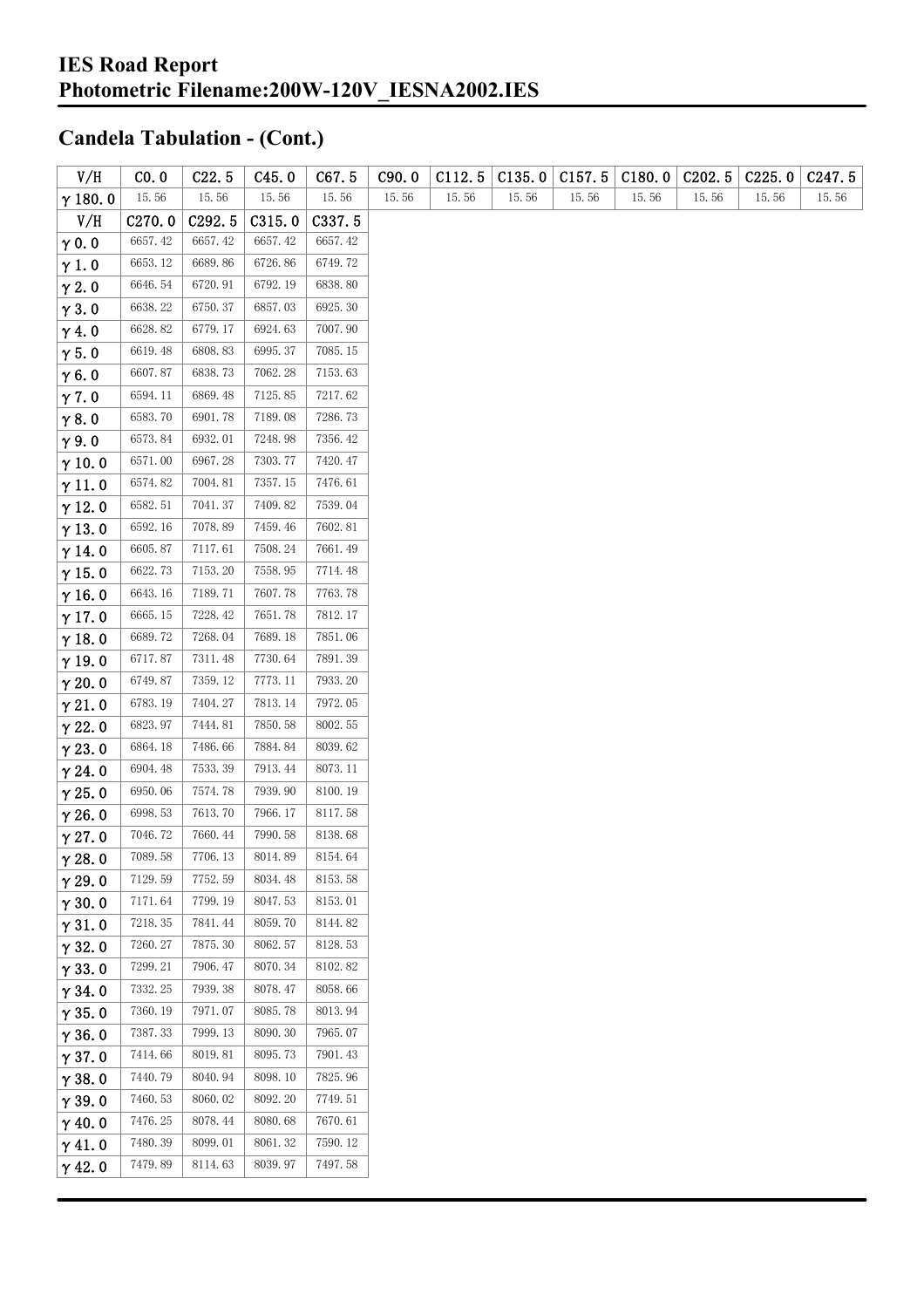# IES Road Report
# Photometric Filename:200W-120V_IESNA2002.IES

## Candela Tabulation - (Cont.)

| V/H | C0.0 | C22.5 | C45.0 | C67.5 | C90.0 | C112.5 | C135.0 | C157.5 | C180.0 | C202.5 | C225.0 | C247.5 |
|---|---|---|---|---|---|---|---|---|---|---|---|---|
| γ 180.0 | 15.56 | 15.56 | 15.56 | 15.56 | 15.56 | 15.56 | 15.56 | 15.56 | 15.56 | 15.56 | 15.56 | 15.56 |

| V/H | C270.0 | C292.5 | C315.0 | C337.5 |
|---|---|---|---|---|
| γ 0.0 | 6657.42 | 6657.42 | 6657.42 | 6657.42 |
| γ 1.0 | 6653.12 | 6689.86 | 6726.86 | 6749.72 |
| γ 2.0 | 6646.54 | 6720.91 | 6792.19 | 6838.80 |
| γ 3.0 | 6638.22 | 6750.37 | 6857.03 | 6925.30 |
| γ 4.0 | 6628.82 | 6779.17 | 6924.63 | 7007.90 |
| γ 5.0 | 6619.48 | 6808.83 | 6995.37 | 7085.15 |
| γ 6.0 | 6607.87 | 6838.73 | 7062.28 | 7153.63 |
| γ 7.0 | 6594.11 | 6869.48 | 7125.85 | 7217.62 |
| γ 8.0 | 6583.70 | 6901.78 | 7189.08 | 7286.73 |
| γ 9.0 | 6573.84 | 6932.01 | 7248.98 | 7356.42 |
| γ 10.0 | 6571.00 | 6967.28 | 7303.77 | 7420.47 |
| γ 11.0 | 6574.82 | 7004.81 | 7357.15 | 7476.61 |
| γ 12.0 | 6582.51 | 7041.37 | 7409.82 | 7539.04 |
| γ 13.0 | 6592.16 | 7078.89 | 7459.46 | 7602.81 |
| γ 14.0 | 6605.87 | 7117.61 | 7508.24 | 7661.49 |
| γ 15.0 | 6622.73 | 7153.20 | 7558.95 | 7714.48 |
| γ 16.0 | 6643.16 | 7189.71 | 7607.78 | 7763.78 |
| γ 17.0 | 6665.15 | 7228.42 | 7651.78 | 7812.17 |
| γ 18.0 | 6689.72 | 7268.04 | 7689.18 | 7851.06 |
| γ 19.0 | 6717.87 | 7311.48 | 7730.64 | 7891.39 |
| γ 20.0 | 6749.87 | 7359.12 | 7773.11 | 7933.20 |
| γ 21.0 | 6783.19 | 7404.27 | 7813.14 | 7972.05 |
| γ 22.0 | 6823.97 | 7444.81 | 7850.58 | 8002.55 |
| γ 23.0 | 6864.18 | 7486.66 | 7884.84 | 8039.62 |
| γ 24.0 | 6904.48 | 7533.39 | 7913.44 | 8073.11 |
| γ 25.0 | 6950.06 | 7574.78 | 7939.90 | 8100.19 |
| γ 26.0 | 6998.53 | 7613.70 | 7966.17 | 8117.58 |
| γ 27.0 | 7046.72 | 7660.44 | 7990.58 | 8138.68 |
| γ 28.0 | 7089.58 | 7706.13 | 8014.89 | 8154.64 |
| γ 29.0 | 7129.59 | 7752.59 | 8034.48 | 8153.58 |
| γ 30.0 | 7171.64 | 7799.19 | 8047.53 | 8153.01 |
| γ 31.0 | 7218.35 | 7841.44 | 8059.70 | 8144.82 |
| γ 32.0 | 7260.27 | 7875.30 | 8062.57 | 8128.53 |
| γ 33.0 | 7299.21 | 7906.47 | 8070.34 | 8102.82 |
| γ 34.0 | 7332.25 | 7939.38 | 8078.47 | 8058.66 |
| γ 35.0 | 7360.19 | 7971.07 | 8085.78 | 8013.94 |
| γ 36.0 | 7387.33 | 7999.13 | 8090.30 | 7965.07 |
| γ 37.0 | 7414.66 | 8019.81 | 8095.73 | 7901.43 |
| γ 38.0 | 7440.79 | 8040.94 | 8098.10 | 7825.96 |
| γ 39.0 | 7460.53 | 8060.02 | 8092.20 | 7749.51 |
| γ 40.0 | 7476.25 | 8078.44 | 8080.68 | 7670.61 |
| γ 41.0 | 7480.39 | 8099.01 | 8061.32 | 7590.12 |
| γ 42.0 | 7479.89 | 8114.63 | 8039.97 | 7497.58 |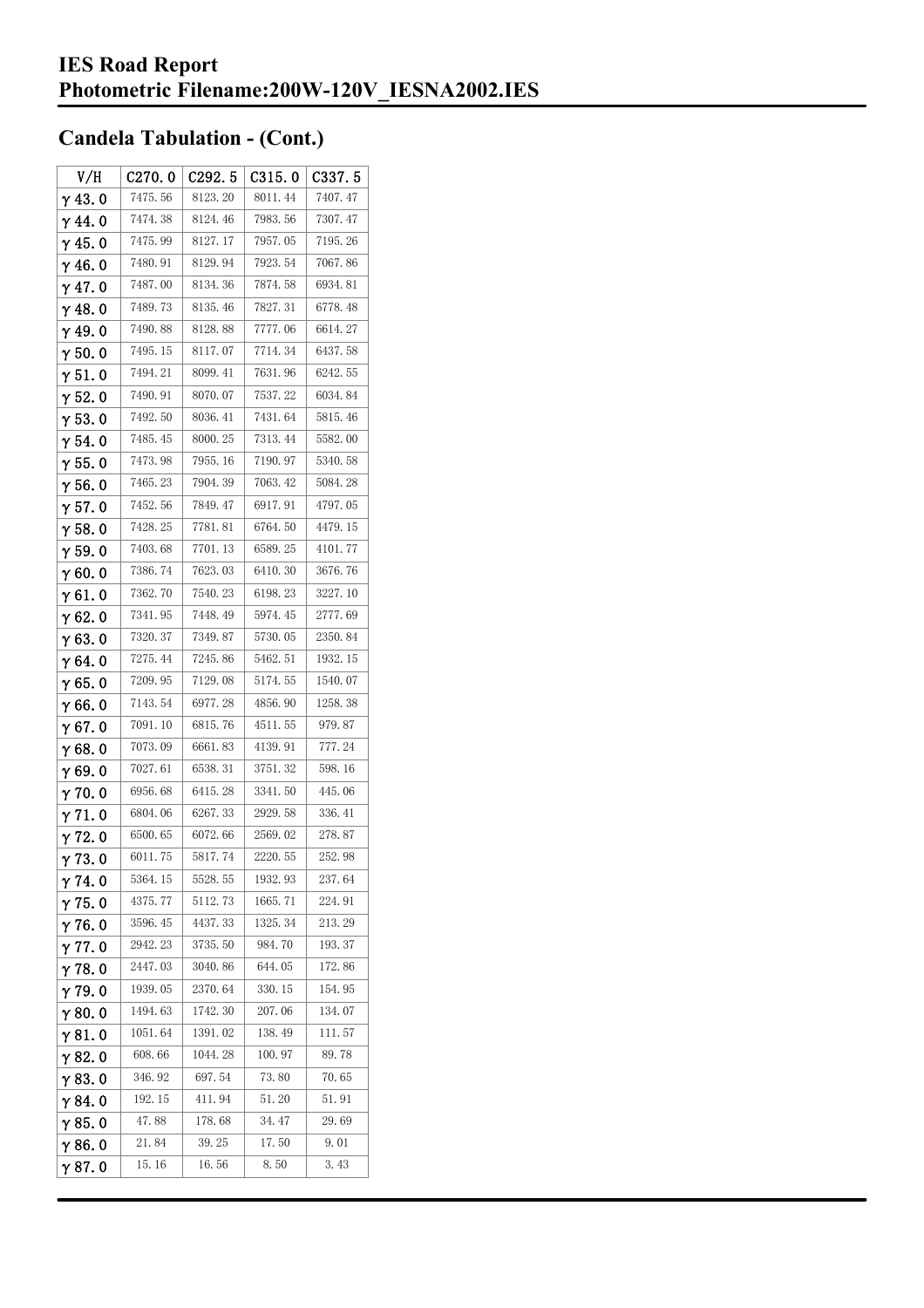# IES Road Report
# Photometric Filename:200W-120V_IESNA2002.IES

## Candela Tabulation - (Cont.)

| V/H | C270.0 | C292.5 | C315.0 | C337.5 |
|---|---|---|---|---|
| γ 43.0 | 7475.56 | 8123.20 | 8011.44 | 7407.47 |
| γ 44.0 | 7474.38 | 8124.46 | 7983.56 | 7307.47 |
| γ 45.0 | 7475.99 | 8127.17 | 7957.05 | 7195.26 |
| γ 46.0 | 7480.91 | 8129.94 | 7923.54 | 7067.86 |
| γ 47.0 | 7487.00 | 8134.36 | 7874.58 | 6934.81 |
| γ 48.0 | 7489.73 | 8135.46 | 7827.31 | 6778.48 |
| γ 49.0 | 7490.88 | 8128.88 | 7777.06 | 6614.27 |
| γ 50.0 | 7495.15 | 8117.07 | 7714.34 | 6437.58 |
| γ 51.0 | 7494.21 | 8099.41 | 7631.96 | 6242.55 |
| γ 52.0 | 7490.91 | 8070.07 | 7537.22 | 6034.84 |
| γ 53.0 | 7492.50 | 8036.41 | 7431.64 | 5815.46 |
| γ 54.0 | 7485.45 | 8000.25 | 7313.44 | 5582.00 |
| γ 55.0 | 7473.98 | 7955.16 | 7190.97 | 5340.58 |
| γ 56.0 | 7465.23 | 7904.39 | 7063.42 | 5084.28 |
| γ 57.0 | 7452.56 | 7849.47 | 6917.91 | 4797.05 |
| γ 58.0 | 7428.25 | 7781.81 | 6764.50 | 4479.15 |
| γ 59.0 | 7403.68 | 7701.13 | 6589.25 | 4101.77 |
| γ 60.0 | 7386.74 | 7623.03 | 6410.30 | 3676.76 |
| γ 61.0 | 7362.70 | 7540.23 | 6198.23 | 3227.10 |
| γ 62.0 | 7341.95 | 7448.49 | 5974.45 | 2777.69 |
| γ 63.0 | 7320.37 | 7349.87 | 5730.05 | 2350.84 |
| γ 64.0 | 7275.44 | 7245.86 | 5462.51 | 1932.15 |
| γ 65.0 | 7209.95 | 7129.08 | 5174.55 | 1540.07 |
| γ 66.0 | 7143.54 | 6977.28 | 4856.90 | 1258.38 |
| γ 67.0 | 7091.10 | 6815.76 | 4511.55 | 979.87 |
| γ 68.0 | 7073.09 | 6661.83 | 4139.91 | 777.24 |
| γ 69.0 | 7027.61 | 6538.31 | 3751.32 | 598.16 |
| γ 70.0 | 6956.68 | 6415.28 | 3341.50 | 445.06 |
| γ 71.0 | 6804.06 | 6267.33 | 2929.58 | 336.41 |
| γ 72.0 | 6500.65 | 6072.66 | 2569.02 | 278.87 |
| γ 73.0 | 6011.75 | 5817.74 | 2220.55 | 252.98 |
| γ 74.0 | 5364.15 | 5528.55 | 1932.93 | 237.64 |
| γ 75.0 | 4375.77 | 5112.73 | 1665.71 | 224.91 |
| γ 76.0 | 3596.45 | 4437.33 | 1325.34 | 213.29 |
| γ 77.0 | 2942.23 | 3735.50 | 984.70 | 193.37 |
| γ 78.0 | 2447.03 | 3040.86 | 644.05 | 172.86 |
| γ 79.0 | 1939.05 | 2370.64 | 330.15 | 154.95 |
| γ 80.0 | 1494.63 | 1742.30 | 207.06 | 134.07 |
| γ 81.0 | 1051.64 | 1391.02 | 138.49 | 111.57 |
| γ 82.0 | 608.66 | 1044.28 | 100.97 | 89.78 |
| γ 83.0 | 346.92 | 697.54 | 73.80 | 70.65 |
| γ 84.0 | 192.15 | 411.94 | 51.20 | 51.91 |
| γ 85.0 | 47.88 | 178.68 | 34.47 | 29.69 |
| γ 86.0 | 21.84 | 39.25 | 17.50 | 9.01 |
| γ 87.0 | 15.16 | 16.56 | 8.50 | 3.43 |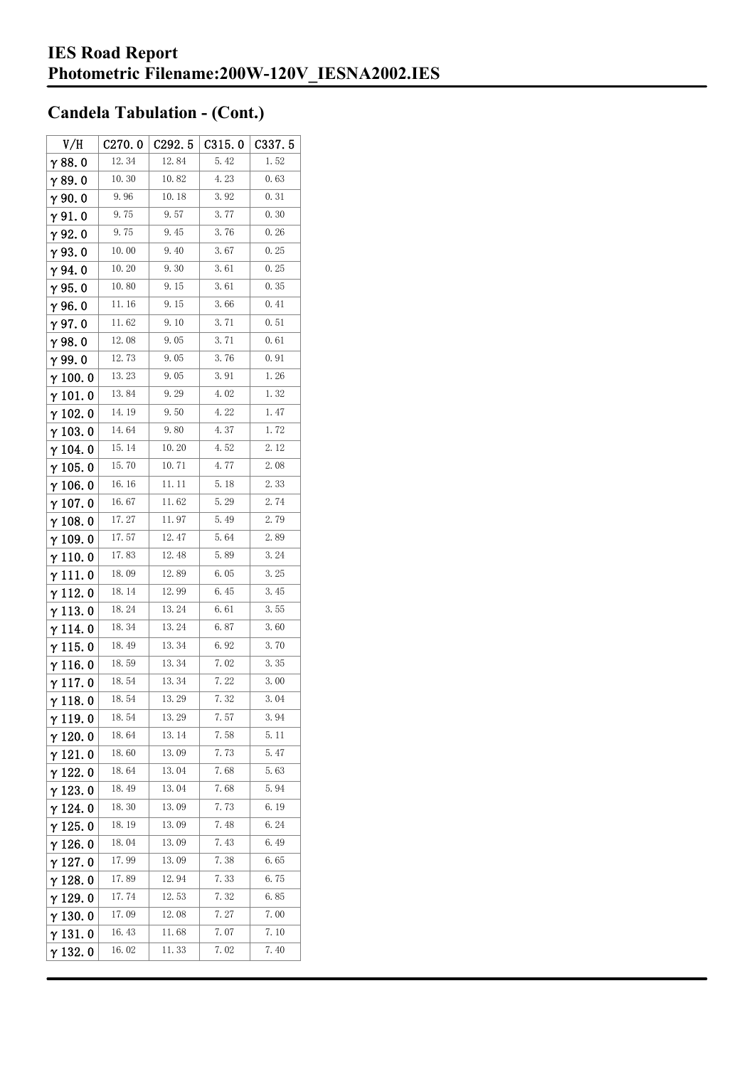# IES Road Report
# Photometric Filename:200W-120V_IESNA2002.IES

## Candela Tabulation - (Cont.)

| V/H | C270.0 | C292.5 | C315.0 | C337.5 |
|---|---|---|---|---|
| γ 88.0 | 12.34 | 12.84 | 5.42 | 1.52 |
| γ 89.0 | 10.30 | 10.82 | 4.23 | 0.63 |
| γ 90.0 | 9.96 | 10.18 | 3.92 | 0.31 |
| γ 91.0 | 9.75 | 9.57 | 3.77 | 0.30 |
| γ 92.0 | 9.75 | 9.45 | 3.76 | 0.26 |
| γ 93.0 | 10.00 | 9.40 | 3.67 | 0.25 |
| γ 94.0 | 10.20 | 9.30 | 3.61 | 0.25 |
| γ 95.0 | 10.80 | 9.15 | 3.61 | 0.35 |
| γ 96.0 | 11.16 | 9.15 | 3.66 | 0.41 |
| γ 97.0 | 11.62 | 9.10 | 3.71 | 0.51 |
| γ 98.0 | 12.08 | 9.05 | 3.71 | 0.61 |
| γ 99.0 | 12.73 | 9.05 | 3.76 | 0.91 |
| γ 100.0 | 13.23 | 9.05 | 3.91 | 1.26 |
| γ 101.0 | 13.84 | 9.29 | 4.02 | 1.32 |
| γ 102.0 | 14.19 | 9.50 | 4.22 | 1.47 |
| γ 103.0 | 14.64 | 9.80 | 4.37 | 1.72 |
| γ 104.0 | 15.14 | 10.20 | 4.52 | 2.12 |
| γ 105.0 | 15.70 | 10.71 | 4.77 | 2.08 |
| γ 106.0 | 16.16 | 11.11 | 5.18 | 2.33 |
| γ 107.0 | 16.67 | 11.62 | 5.29 | 2.74 |
| γ 108.0 | 17.27 | 11.97 | 5.49 | 2.79 |
| γ 109.0 | 17.57 | 12.47 | 5.64 | 2.89 |
| γ 110.0 | 17.83 | 12.48 | 5.89 | 3.24 |
| γ 111.0 | 18.09 | 12.89 | 6.05 | 3.25 |
| γ 112.0 | 18.14 | 12.99 | 6.45 | 3.45 |
| γ 113.0 | 18.24 | 13.24 | 6.61 | 3.55 |
| γ 114.0 | 18.34 | 13.24 | 6.87 | 3.60 |
| γ 115.0 | 18.49 | 13.34 | 6.92 | 3.70 |
| γ 116.0 | 18.59 | 13.34 | 7.02 | 3.35 |
| γ 117.0 | 18.54 | 13.34 | 7.22 | 3.00 |
| γ 118.0 | 18.54 | 13.29 | 7.32 | 3.04 |
| γ 119.0 | 18.54 | 13.29 | 7.57 | 3.94 |
| γ 120.0 | 18.64 | 13.14 | 7.58 | 5.11 |
| γ 121.0 | 18.60 | 13.09 | 7.73 | 5.47 |
| γ 122.0 | 18.64 | 13.04 | 7.68 | 5.63 |
| γ 123.0 | 18.49 | 13.04 | 7.68 | 5.94 |
| γ 124.0 | 18.30 | 13.09 | 7.73 | 6.19 |
| γ 125.0 | 18.19 | 13.09 | 7.48 | 6.24 |
| γ 126.0 | 18.04 | 13.09 | 7.43 | 6.49 |
| γ 127.0 | 17.99 | 13.09 | 7.38 | 6.65 |
| γ 128.0 | 17.89 | 12.94 | 7.33 | 6.75 |
| γ 129.0 | 17.74 | 12.53 | 7.32 | 6.85 |
| γ 130.0 | 17.09 | 12.08 | 7.27 | 7.00 |
| γ 131.0 | 16.43 | 11.68 | 7.07 | 7.10 |
| γ 132.0 | 16.02 | 11.33 | 7.02 | 7.40 |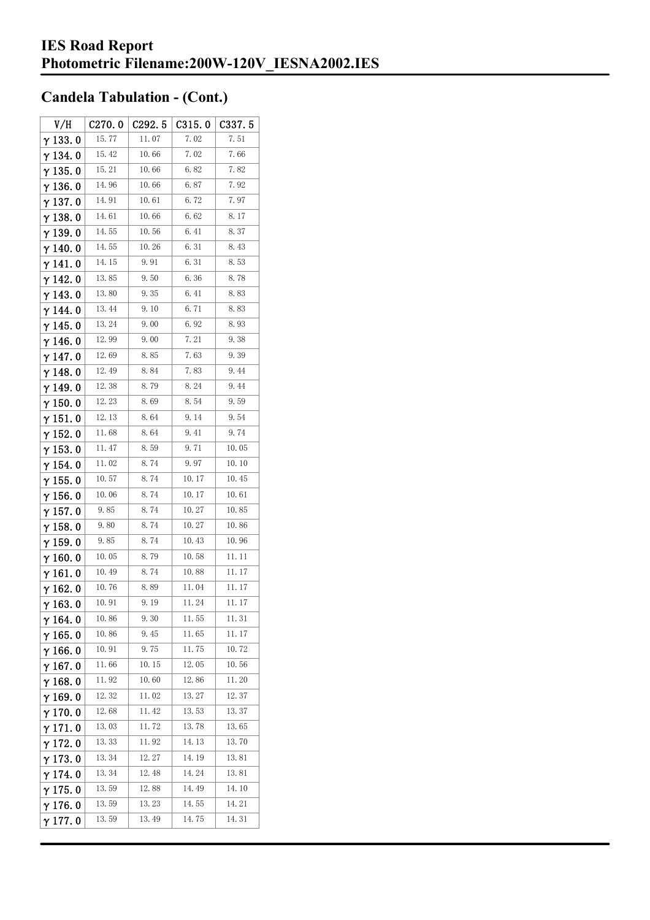# IES Road Report
# Photometric Filename:200W-120V_IESNA2002.IES

## Candela Tabulation - (Cont.)

| V/H | C270.0 | C292.5 | C315.0 | C337.5 |
|---|---|---|---|---|
| γ 133.0 | 15.77 | 11.07 | 7.02 | 7.51 |
| γ 134.0 | 15.42 | 10.66 | 7.02 | 7.66 |
| γ 135.0 | 15.21 | 10.66 | 6.82 | 7.82 |
| γ 136.0 | 14.96 | 10.66 | 6.87 | 7.92 |
| γ 137.0 | 14.91 | 10.61 | 6.72 | 7.97 |
| γ 138.0 | 14.61 | 10.66 | 6.62 | 8.17 |
| γ 139.0 | 14.55 | 10.56 | 6.41 | 8.37 |
| γ 140.0 | 14.55 | 10.26 | 6.31 | 8.43 |
| γ 141.0 | 14.15 | 9.91 | 6.31 | 8.53 |
| γ 142.0 | 13.85 | 9.50 | 6.36 | 8.78 |
| γ 143.0 | 13.80 | 9.35 | 6.41 | 8.83 |
| γ 144.0 | 13.44 | 9.10 | 6.71 | 8.83 |
| γ 145.0 | 13.24 | 9.00 | 6.92 | 8.93 |
| γ 146.0 | 12.99 | 9.00 | 7.21 | 9.38 |
| γ 147.0 | 12.69 | 8.85 | 7.63 | 9.39 |
| γ 148.0 | 12.49 | 8.84 | 7.83 | 9.44 |
| γ 149.0 | 12.38 | 8.79 | 8.24 | 9.44 |
| γ 150.0 | 12.23 | 8.69 | 8.54 | 9.59 |
| γ 151.0 | 12.13 | 8.64 | 9.14 | 9.54 |
| γ 152.0 | 11.68 | 8.64 | 9.41 | 9.74 |
| γ 153.0 | 11.47 | 8.59 | 9.71 | 10.05 |
| γ 154.0 | 11.02 | 8.74 | 9.97 | 10.10 |
| γ 155.0 | 10.57 | 8.74 | 10.17 | 10.45 |
| γ 156.0 | 10.06 | 8.74 | 10.17 | 10.61 |
| γ 157.0 | 9.85 | 8.74 | 10.27 | 10.85 |
| γ 158.0 | 9.80 | 8.74 | 10.27 | 10.86 |
| γ 159.0 | 9.85 | 8.74 | 10.43 | 10.96 |
| γ 160.0 | 10.05 | 8.79 | 10.58 | 11.11 |
| γ 161.0 | 10.49 | 8.74 | 10.88 | 11.17 |
| γ 162.0 | 10.76 | 8.89 | 11.04 | 11.17 |
| γ 163.0 | 10.91 | 9.19 | 11.24 | 11.17 |
| γ 164.0 | 10.86 | 9.30 | 11.55 | 11.31 |
| γ 165.0 | 10.86 | 9.45 | 11.65 | 11.17 |
| γ 166.0 | 10.91 | 9.75 | 11.75 | 10.72 |
| γ 167.0 | 11.66 | 10.15 | 12.05 | 10.56 |
| γ 168.0 | 11.92 | 10.60 | 12.86 | 11.20 |
| γ 169.0 | 12.32 | 11.02 | 13.27 | 12.37 |
| γ 170.0 | 12.68 | 11.42 | 13.53 | 13.37 |
| γ 171.0 | 13.03 | 11.72 | 13.78 | 13.65 |
| γ 172.0 | 13.33 | 11.92 | 14.13 | 13.70 |
| γ 173.0 | 13.34 | 12.27 | 14.19 | 13.81 |
| γ 174.0 | 13.34 | 12.48 | 14.24 | 13.81 |
| γ 175.0 | 13.59 | 12.88 | 14.49 | 14.10 |
| γ 176.0 | 13.59 | 13.23 | 14.55 | 14.21 |
| γ 177.0 | 13.59 | 13.49 | 14.75 | 14.31 |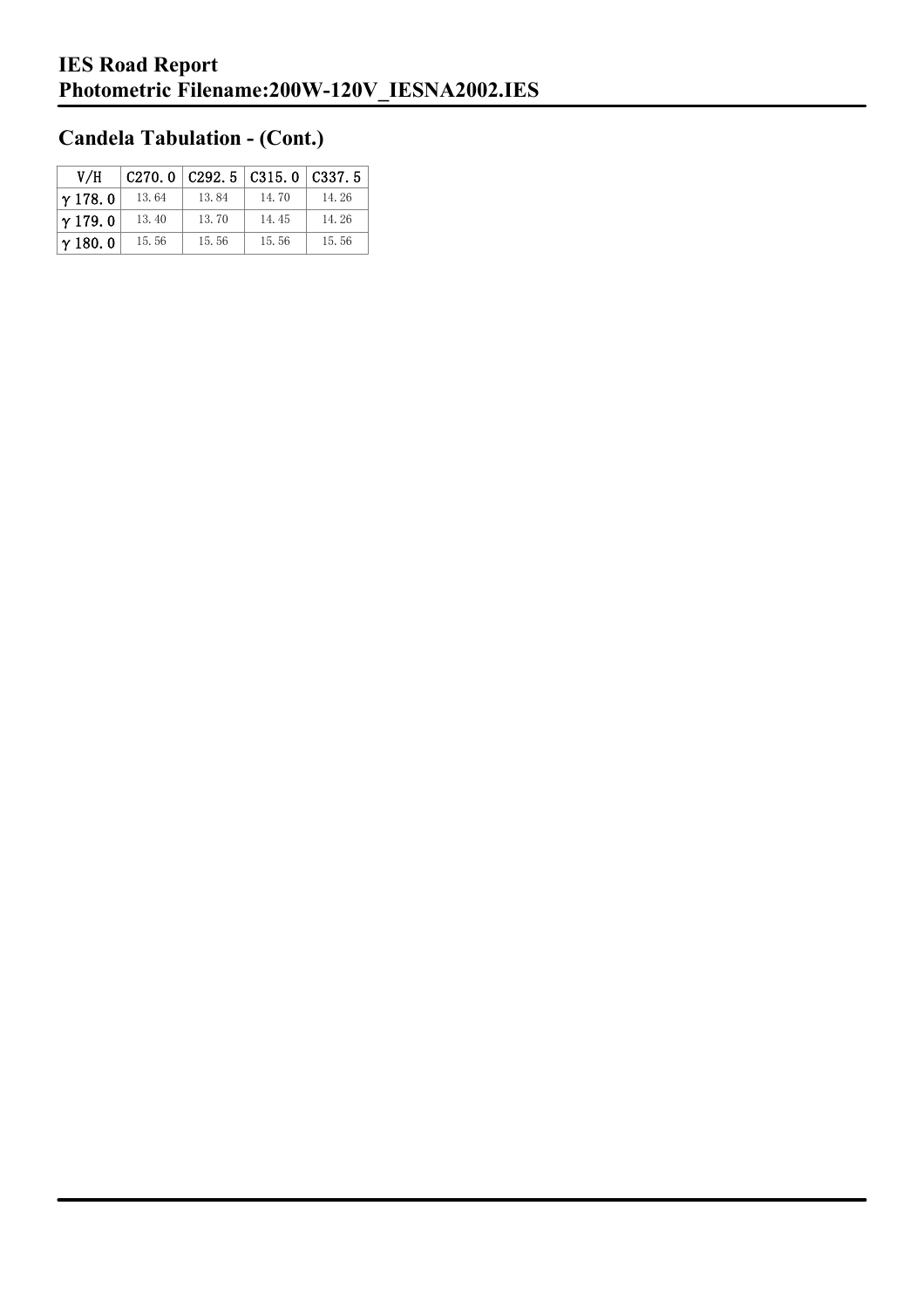## Candela Tabulation - (Cont.)

| V/H | C270.0 | C292.5 | C315.0 | C337.5 |
|---|---|---|---|---|
| γ 178.0 | 13.64 | 13.84 | 14.70 | 14.26 |
| γ 179.0 | 13.40 | 13.70 | 14.45 | 14.26 |
| γ 180.0 | 15.56 | 15.56 | 15.56 | 15.56 |